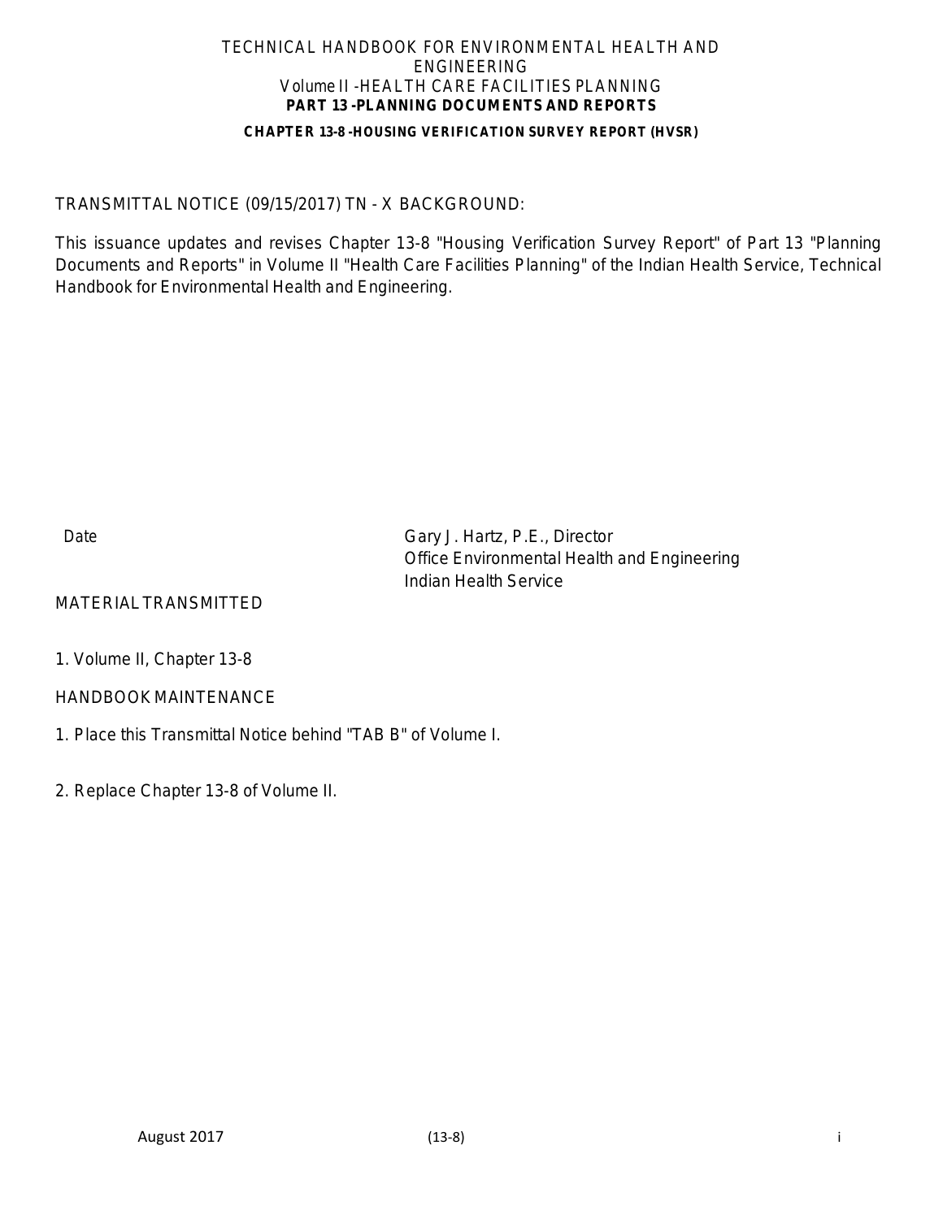# TECHNICAL HANDBOOK FOR ENVIRONMENTAL HEALTH AND ENGINEERING

## Volume II -HEALTH CARE FACILITIES PLANNING

## PART 13 -PLANNING DOCUMENTS AND REPORTS

### CHAPTER 13-8 -HOUSING VERIFICATION SURVEY REPORT (HVSR)

TRANSMITTAL NOTICE (09/15/2017) TN - X BACKGROUND:

This issuance updates and revises Chapter 13-8 "Housing Verification Survey Report" of Part 13 "Planning Documents and Reports" in Volume II "Health Care Facilities Planning" of the Indian Health Service, Technical Handbook for Environmental Health and Engineering.

Date

Gary J. Hartz, P.E., Director
Office Environmental Health and Engineering
Indian Health Service

MATERIAL TRANSMITTED

1. Volume II, Chapter 13-8

HANDBOOK MAINTENANCE

1. Place this Transmittal Notice behind "TAB B" of Volume I.

2. Replace Chapter 13-8 of Volume II.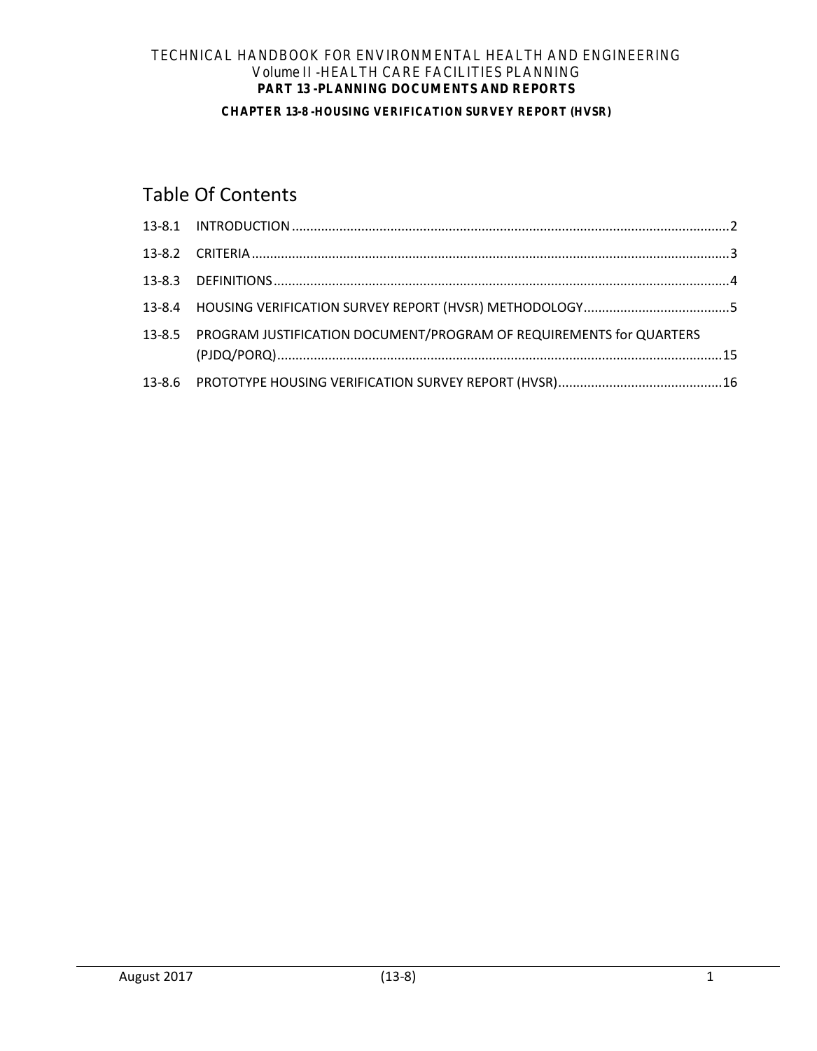# Table Of Contents

13-8.1 INTRODUCTION ....... 2

13-8.2 CRITERIA ....... 3

13-8.3 DEFINITIONS ....... 4

13-8.4 HOUSING VERIFICATION SURVEY REPORT (HVSR) METHODOLOGY ....... 5

13-8.5 PROGRAM JUSTIFICATION DOCUMENT/PROGRAM OF REQUIREMENTS for QUARTERS (PJDQ/PORQ) ....... 15

13-8.6 PROTOTYPE HOUSING VERIFICATION SURVEY REPORT (HVSR) ....... 16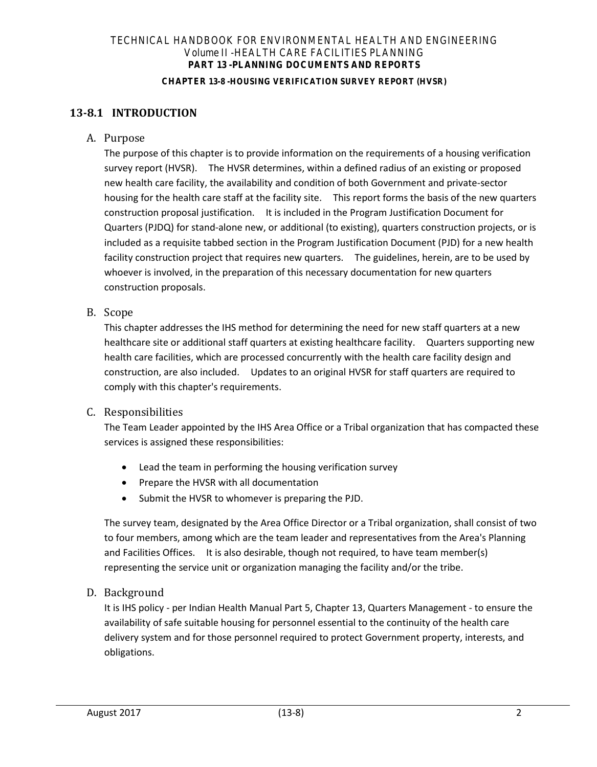## 13-8.1 INTRODUCTION

### A. Purpose

The purpose of this chapter is to provide information on the requirements of a housing verification survey report (HVSR). The HVSR determines, within a defined radius of an existing or proposed new health care facility, the availability and condition of both Government and private-sector housing for the health care staff at the facility site. This report forms the basis of the new quarters construction proposal justification. It is included in the Program Justification Document for Quarters (PJDQ) for stand-alone new, or additional (to existing), quarters construction projects, or is included as a requisite tabbed section in the Program Justification Document (PJD) for a new health facility construction project that requires new quarters. The guidelines, herein, are to be used by whoever is involved, in the preparation of this necessary documentation for new quarters construction proposals.

### B. Scope

This chapter addresses the IHS method for determining the need for new staff quarters at a new healthcare site or additional staff quarters at existing healthcare facility. Quarters supporting new health care facilities, which are processed concurrently with the health care facility design and construction, are also included. Updates to an original HVSR for staff quarters are required to comply with this chapter's requirements.

### C. Responsibilities

The Team Leader appointed by the IHS Area Office or a Tribal organization that has compacted these services is assigned these responsibilities:

- Lead the team in performing the housing verification survey
- Prepare the HVSR with all documentation
- Submit the HVSR to whomever is preparing the PJD.

The survey team, designated by the Area Office Director or a Tribal organization, shall consist of two to four members, among which are the team leader and representatives from the Area's Planning and Facilities Offices. It is also desirable, though not required, to have team member(s) representing the service unit or organization managing the facility and/or the tribe.

### D. Background

It is IHS policy - per Indian Health Manual Part 5, Chapter 13, Quarters Management - to ensure the availability of safe suitable housing for personnel essential to the continuity of the health care delivery system and for those personnel required to protect Government property, interests, and obligations.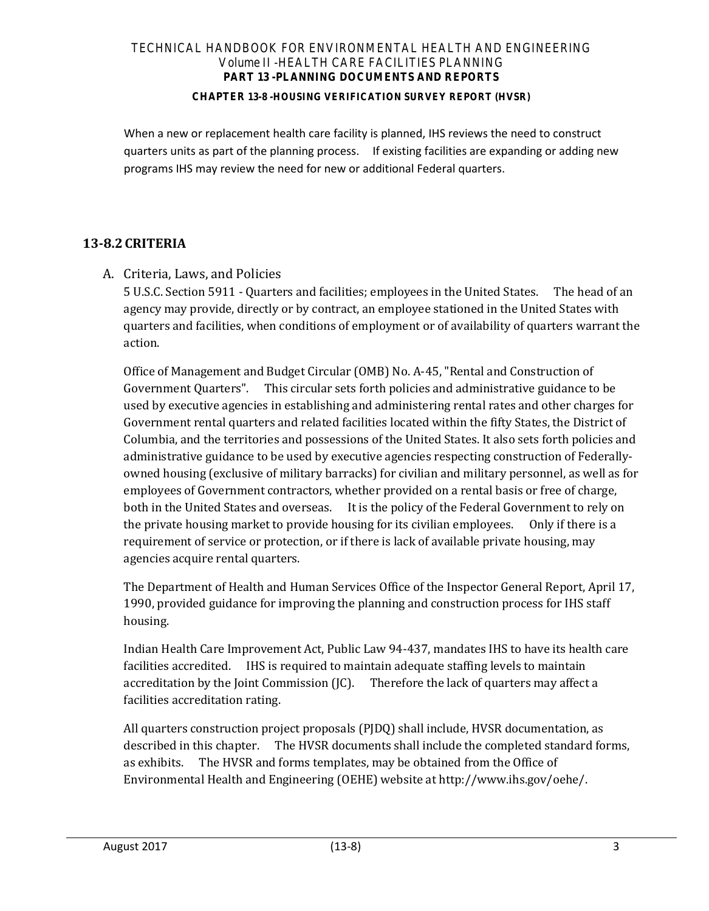When a new or replacement health care facility is planned, IHS reviews the need to construct quarters units as part of the planning process. If existing facilities are expanding or adding new programs IHS may review the need for new or additional Federal quarters.

## 13-8.2 CRITERIA

A. Criteria, Laws, and Policies

5 U.S.C. Section 5911 - Quarters and facilities; employees in the United States. The head of an agency may provide, directly or by contract, an employee stationed in the United States with quarters and facilities, when conditions of employment or of availability of quarters warrant the action.

Office of Management and Budget Circular (OMB) No. A-45, "Rental and Construction of Government Quarters". This circular sets forth policies and administrative guidance to be used by executive agencies in establishing and administering rental rates and other charges for Government rental quarters and related facilities located within the fifty States, the District of Columbia, and the territories and possessions of the United States. It also sets forth policies and administrative guidance to be used by executive agencies respecting construction of Federally-owned housing (exclusive of military barracks) for civilian and military personnel, as well as for employees of Government contractors, whether provided on a rental basis or free of charge, both in the United States and overseas. It is the policy of the Federal Government to rely on the private housing market to provide housing for its civilian employees. Only if there is a requirement of service or protection, or if there is lack of available private housing, may agencies acquire rental quarters.

The Department of Health and Human Services Office of the Inspector General Report, April 17, 1990, provided guidance for improving the planning and construction process for IHS staff housing.

Indian Health Care Improvement Act, Public Law 94-437, mandates IHS to have its health care facilities accredited. IHS is required to maintain adequate staffing levels to maintain accreditation by the Joint Commission (JC). Therefore the lack of quarters may affect a facilities accreditation rating.

All quarters construction project proposals (PJDQ) shall include, HVSR documentation, as described in this chapter. The HVSR documents shall include the completed standard forms, as exhibits. The HVSR and forms templates, may be obtained from the Office of Environmental Health and Engineering (OEHE) website at http://www.ihs.gov/oehe/.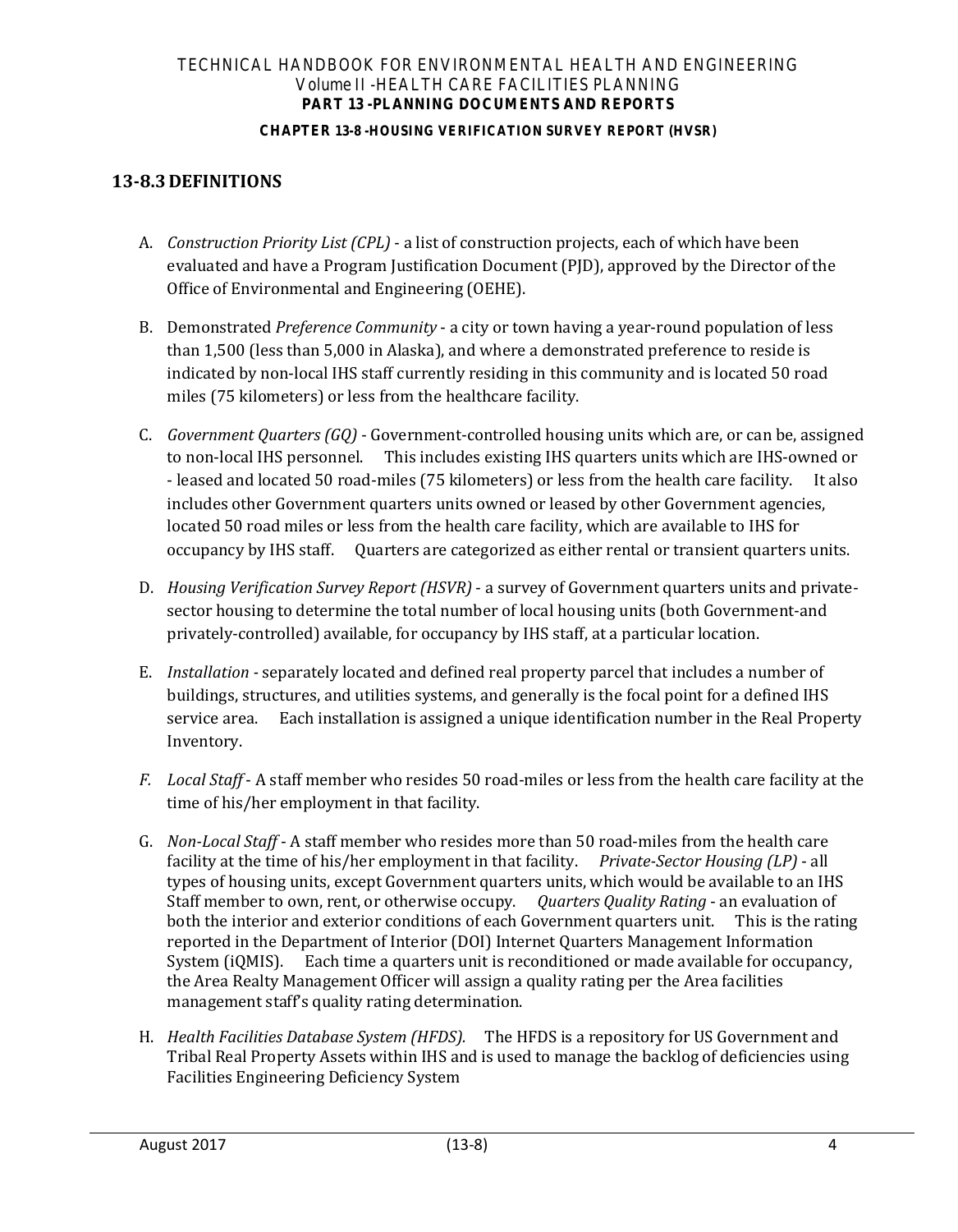## 13-8.3 DEFINITIONS

A. *Construction Priority List (CPL)* - a list of construction projects, each of which have been evaluated and have a Program Justification Document (PJD), approved by the Director of the Office of Environmental and Engineering (OEHE).

B. Demonstrated *Preference Community* - a city or town having a year-round population of less than 1,500 (less than 5,000 in Alaska), and where a demonstrated preference to reside is indicated by non-local IHS staff currently residing in this community and is located 50 road miles (75 kilometers) or less from the healthcare facility.

C. *Government Quarters (GQ)* - Government-controlled housing units which are, or can be, assigned to non-local IHS personnel. This includes existing IHS quarters units which are IHS-owned or - leased and located 50 road-miles (75 kilometers) or less from the health care facility. It also includes other Government quarters units owned or leased by other Government agencies, located 50 road miles or less from the health care facility, which are available to IHS for occupancy by IHS staff. Quarters are categorized as either rental or transient quarters units.

D. *Housing Verification Survey Report (HSVR)* - a survey of Government quarters units and private-sector housing to determine the total number of local housing units (both Government-and privately-controlled) available, for occupancy by IHS staff, at a particular location.

E. *Installation* - separately located and defined real property parcel that includes a number of buildings, structures, and utilities systems, and generally is the focal point for a defined IHS service area. Each installation is assigned a unique identification number in the Real Property Inventory.

F. *Local Staff* - A staff member who resides 50 road-miles or less from the health care facility at the time of his/her employment in that facility.

G. *Non-Local Staff* - A staff member who resides more than 50 road-miles from the health care facility at the time of his/her employment in that facility. *Private-Sector Housing (LP)* - all types of housing units, except Government quarters units, which would be available to an IHS Staff member to own, rent, or otherwise occupy. *Quarters Quality Rating* - an evaluation of both the interior and exterior conditions of each Government quarters unit. This is the rating reported in the Department of Interior (DOI) Internet Quarters Management Information System (iQMIS). Each time a quarters unit is reconditioned or made available for occupancy, the Area Realty Management Officer will assign a quality rating per the Area facilities management staff's quality rating determination.

H. *Health Facilities Database System (HFDS).* The HFDS is a repository for US Government and Tribal Real Property Assets within IHS and is used to manage the backlog of deficiencies using Facilities Engineering Deficiency System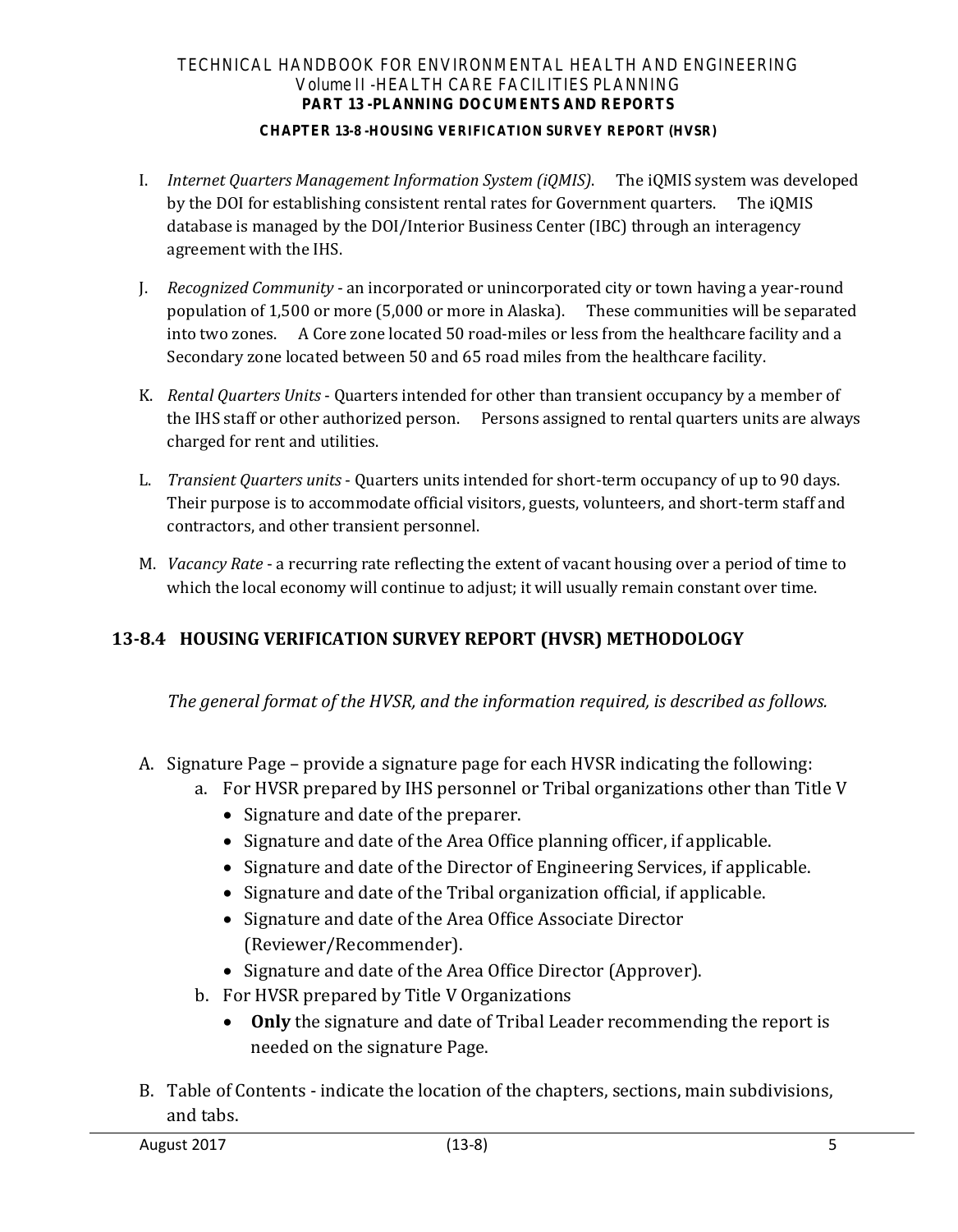I. *Internet Quarters Management Information System (iQMIS).* The iQMIS system was developed by the DOI for establishing consistent rental rates for Government quarters. The iQMIS database is managed by the DOI/Interior Business Center (IBC) through an interagency agreement with the IHS.

J. *Recognized Community* - an incorporated or unincorporated city or town having a year-round population of 1,500 or more (5,000 or more in Alaska). These communities will be separated into two zones. A Core zone located 50 road-miles or less from the healthcare facility and a Secondary zone located between 50 and 65 road miles from the healthcare facility.

K. *Rental Quarters Units* - Quarters intended for other than transient occupancy by a member of the IHS staff or other authorized person. Persons assigned to rental quarters units are always charged for rent and utilities.

L. *Transient Quarters units* - Quarters units intended for short-term occupancy of up to 90 days. Their purpose is to accommodate official visitors, guests, volunteers, and short-term staff and contractors, and other transient personnel.

M. *Vacancy Rate* - a recurring rate reflecting the extent of vacant housing over a period of time to which the local economy will continue to adjust; it will usually remain constant over time.

## 13-8.4 HOUSING VERIFICATION SURVEY REPORT (HVSR) METHODOLOGY

*The general format of the HVSR, and the information required, is described as follows.*

A. Signature Page – provide a signature page for each HVSR indicating the following:
   a. For HVSR prepared by IHS personnel or Tribal organizations other than Title V
      - Signature and date of the preparer.
      - Signature and date of the Area Office planning officer, if applicable.
      - Signature and date of the Director of Engineering Services, if applicable.
      - Signature and date of the Tribal organization official, if applicable.
      - Signature and date of the Area Office Associate Director (Reviewer/Recommender).
      - Signature and date of the Area Office Director (Approver).
   b. For HVSR prepared by Title V Organizations
      - **Only** the signature and date of Tribal Leader recommending the report is needed on the signature Page.

B. Table of Contents - indicate the location of the chapters, sections, main subdivisions, and tabs.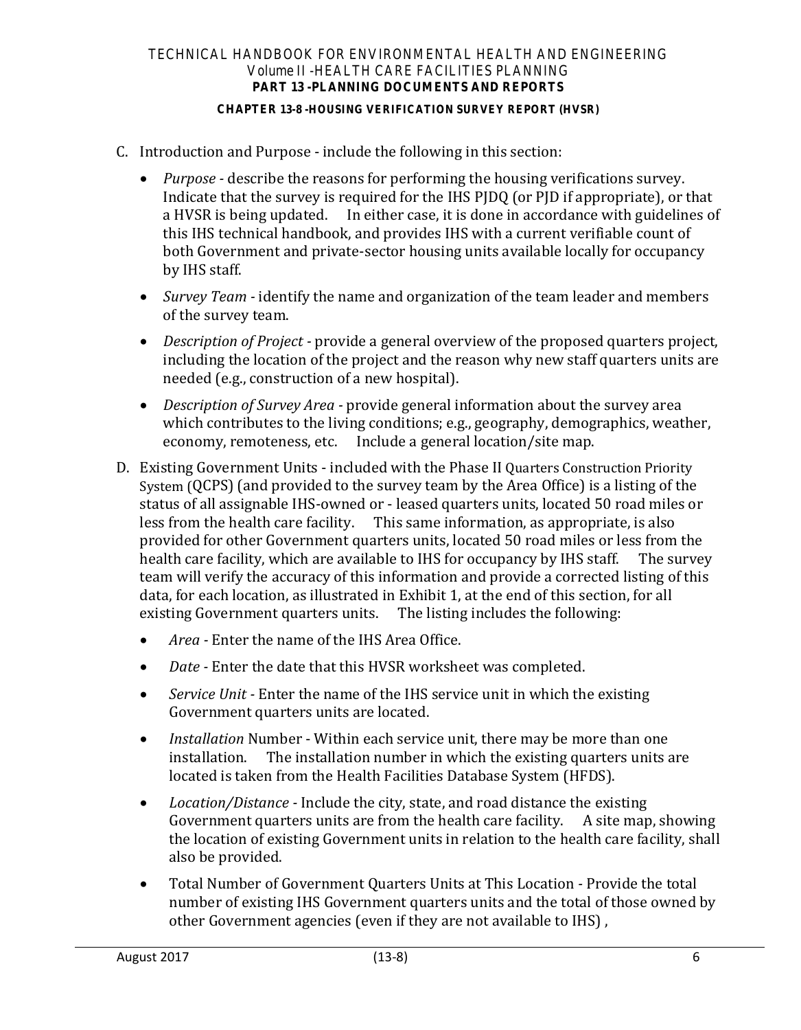C. Introduction and Purpose - include the following in this section:

   - *Purpose* - describe the reasons for performing the housing verifications survey. Indicate that the survey is required for the IHS PJDQ (or PJD if appropriate), or that a HVSR is being updated. In either case, it is done in accordance with guidelines of this IHS technical handbook, and provides IHS with a current verifiable count of both Government and private-sector housing units available locally for occupancy by IHS staff.
   - *Survey Team* - identify the name and organization of the team leader and members of the survey team.
   - *Description of Project* - provide a general overview of the proposed quarters project, including the location of the project and the reason why new staff quarters units are needed (e.g., construction of a new hospital).
   - *Description of Survey Area* - provide general information about the survey area which contributes to the living conditions; e.g., geography, demographics, weather, economy, remoteness, etc. Include a general location/site map.

D. Existing Government Units - included with the Phase II Quarters Construction Priority System (QCPS) (and provided to the survey team by the Area Office) is a listing of the status of all assignable IHS-owned or - leased quarters units, located 50 road miles or less from the health care facility. This same information, as appropriate, is also provided for other Government quarters units, located 50 road miles or less from the health care facility, which are available to IHS for occupancy by IHS staff. The survey team will verify the accuracy of this information and provide a corrected listing of this data, for each location, as illustrated in Exhibit 1, at the end of this section, for all existing Government quarters units. The listing includes the following:

   - *Area* - Enter the name of the IHS Area Office.
   - *Date* - Enter the date that this HVSR worksheet was completed.
   - *Service Unit* - Enter the name of the IHS service unit in which the existing Government quarters units are located.
   - *Installation* Number - Within each service unit, there may be more than one installation. The installation number in which the existing quarters units are located is taken from the Health Facilities Database System (HFDS).
   - *Location/Distance* - Include the city, state, and road distance the existing Government quarters units are from the health care facility. A site map, showing the location of existing Government units in relation to the health care facility, shall also be provided.
   - Total Number of Government Quarters Units at This Location - Provide the total number of existing IHS Government quarters units and the total of those owned by other Government agencies (even if they are not available to IHS) ,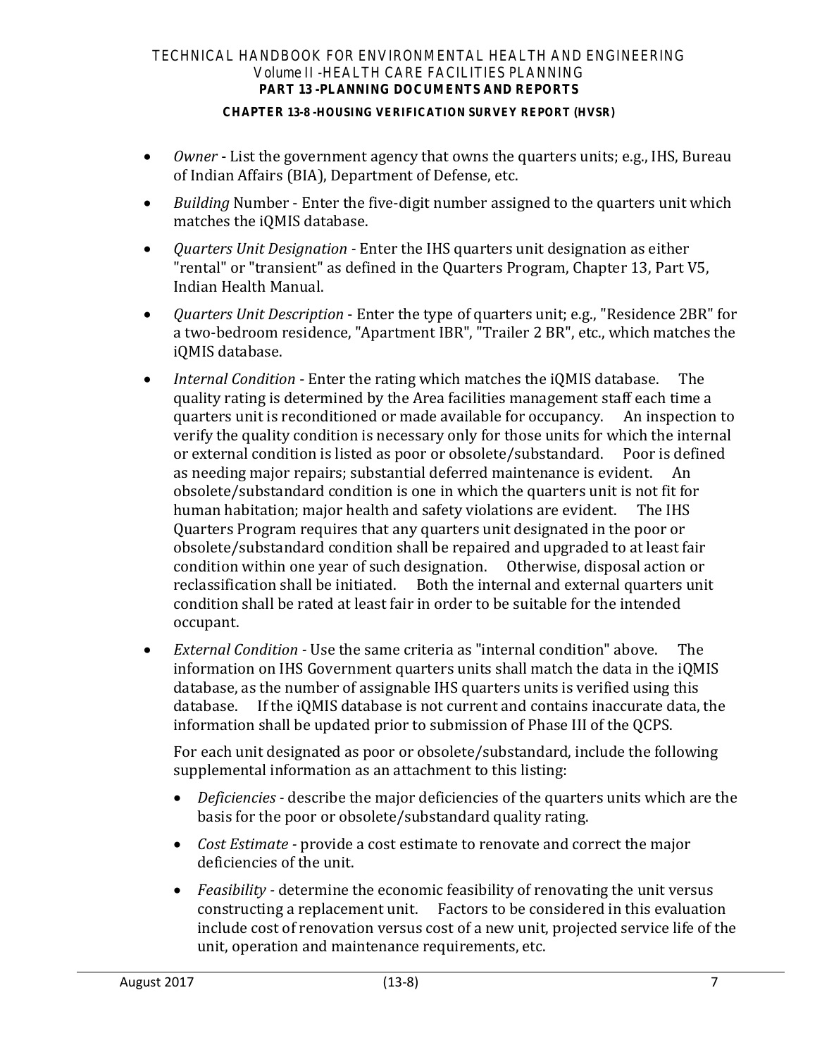- *Owner* - List the government agency that owns the quarters units; e.g., IHS, Bureau of Indian Affairs (BIA), Department of Defense, etc.
- *Building* Number - Enter the five-digit number assigned to the quarters unit which matches the iQMIS database.
- *Quarters Unit Designation* - Enter the IHS quarters unit designation as either "rental" or "transient" as defined in the Quarters Program, Chapter 13, Part V5, Indian Health Manual.
- *Quarters Unit Description* - Enter the type of quarters unit; e.g., "Residence 2BR" for a two-bedroom residence, "Apartment IBR", "Trailer 2 BR", etc., which matches the iQMIS database.
- *Internal Condition* - Enter the rating which matches the iQMIS database. The quality rating is determined by the Area facilities management staff each time a quarters unit is reconditioned or made available for occupancy. An inspection to verify the quality condition is necessary only for those units for which the internal or external condition is listed as poor or obsolete/substandard. Poor is defined as needing major repairs; substantial deferred maintenance is evident. An obsolete/substandard condition is one in which the quarters unit is not fit for human habitation; major health and safety violations are evident. The IHS Quarters Program requires that any quarters unit designated in the poor or obsolete/substandard condition shall be repaired and upgraded to at least fair condition within one year of such designation. Otherwise, disposal action or reclassification shall be initiated. Both the internal and external quarters unit condition shall be rated at least fair in order to be suitable for the intended occupant.
- *External Condition* - Use the same criteria as "internal condition" above. The information on IHS Government quarters units shall match the data in the iQMIS database, as the number of assignable IHS quarters units is verified using this database. If the iQMIS database is not current and contains inaccurate data, the information shall be updated prior to submission of Phase III of the QCPS.

  For each unit designated as poor or obsolete/substandard, include the following supplemental information as an attachment to this listing:

  - *Deficiencies* - describe the major deficiencies of the quarters units which are the basis for the poor or obsolete/substandard quality rating.
  - *Cost Estimate* - provide a cost estimate to renovate and correct the major deficiencies of the unit.
  - *Feasibility* - determine the economic feasibility of renovating the unit versus constructing a replacement unit. Factors to be considered in this evaluation include cost of renovation versus cost of a new unit, projected service life of the unit, operation and maintenance requirements, etc.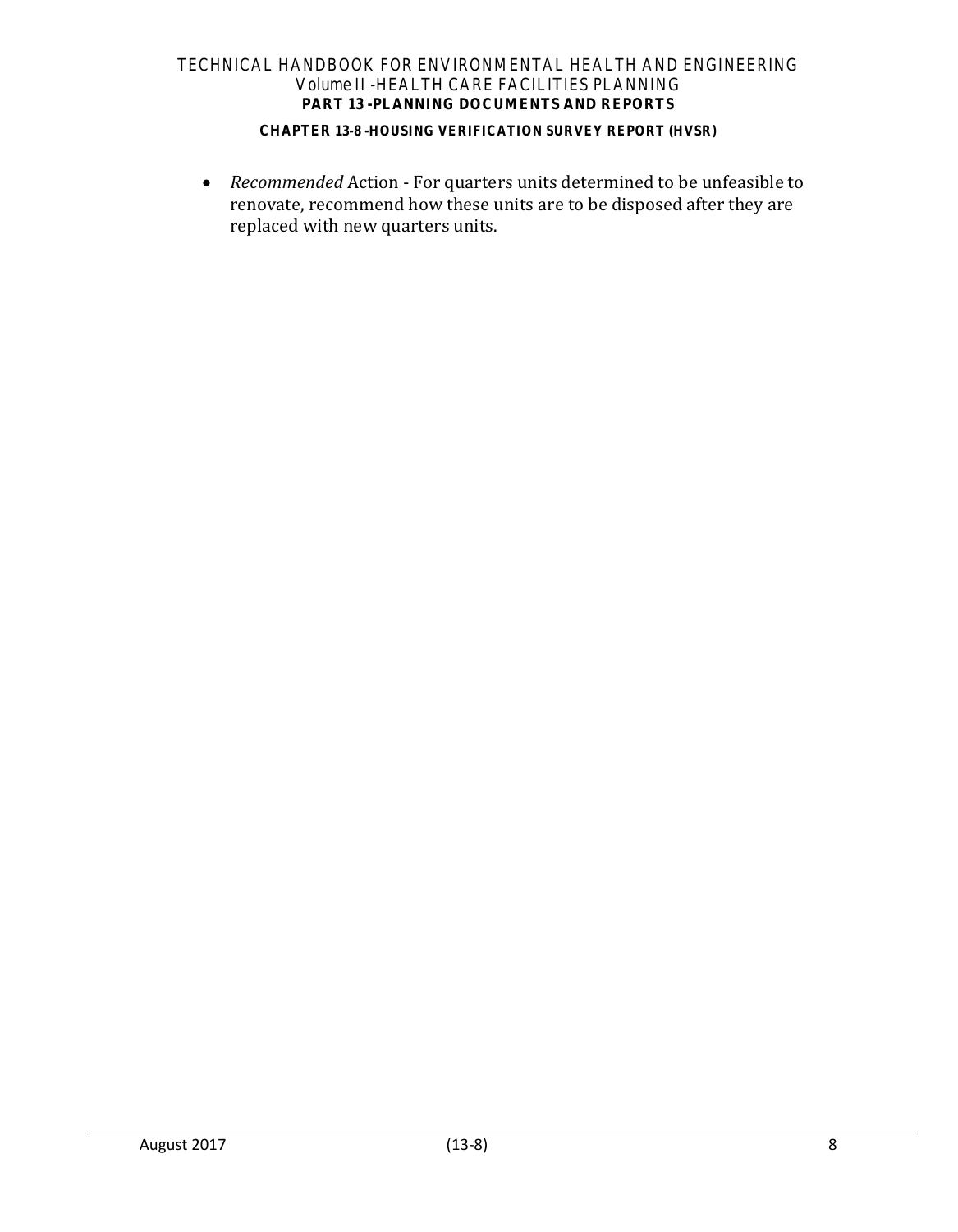- *Recommended* Action - For quarters units determined to be unfeasible to renovate, recommend how these units are to be disposed after they are replaced with new quarters units.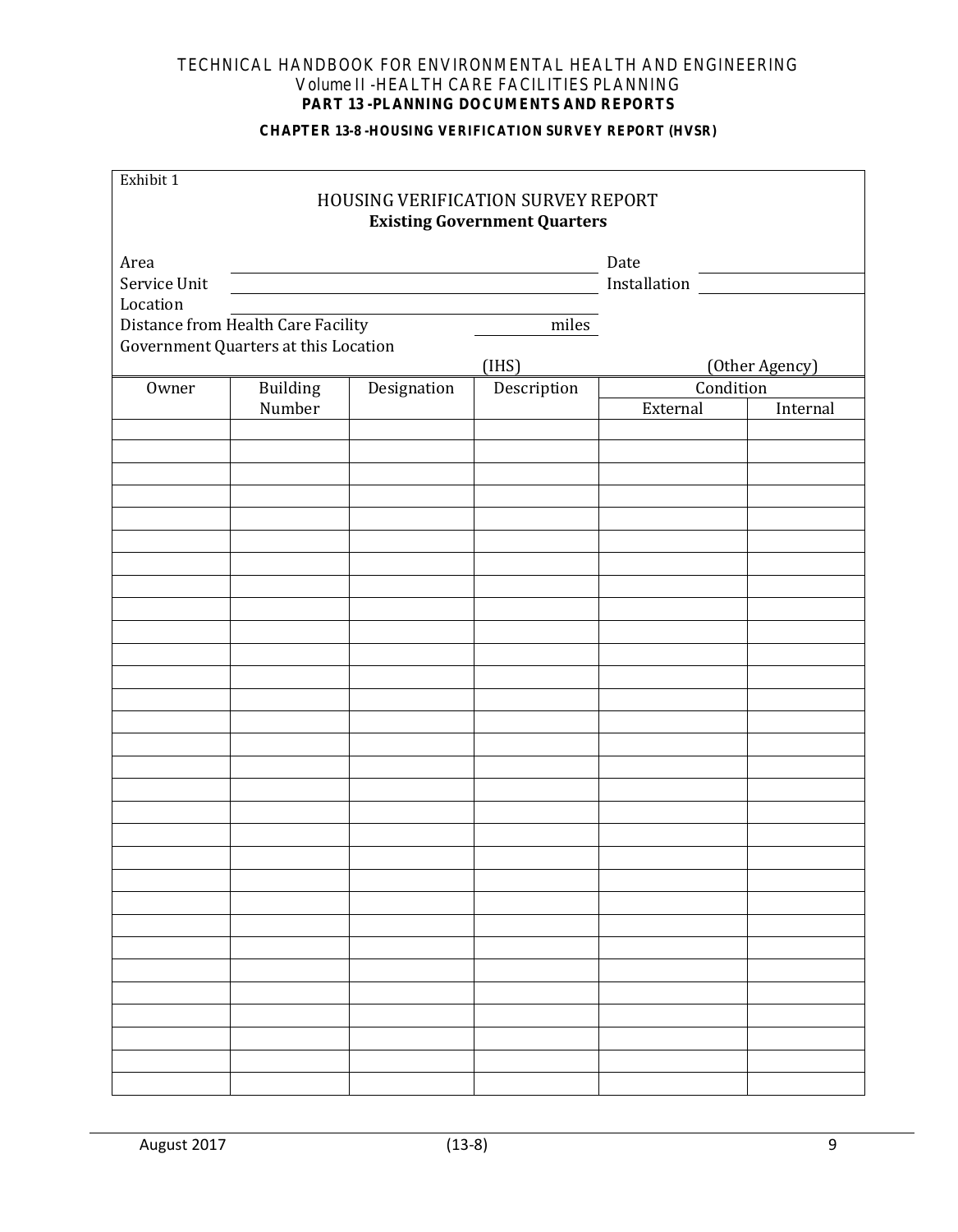Exhibit 1

## HOUSING VERIFICATION SURVEY REPORT

**Existing Government Quarters**

Area ______________________________ Date ______________

Service Unit ______________________________ Installation ______________

Location ______________________________

Distance from Health Care Facility ____________ miles

Government Quarters at this Location

(IHS) (Other Agency)

| Owner | Building Number | Designation | Description | Condition | |
|---|---|---|---|---|---|
| | | | | External | Internal |
| | | | | | |
| | | | | | |
| | | | | | |
| | | | | | |
| | | | | | |
| | | | | | |
| | | | | | |
| | | | | | |
| | | | | | |
| | | | | | |
| | | | | | |
| | | | | | |
| | | | | | |
| | | | | | |
| | | | | | |
| | | | | | |
| | | | | | |
| | | | | | |
| | | | | | |
| | | | | | |
| | | | | | |
| | | | | | |
| | | | | | |
| | | | | | |
| | | | | | |
| | | | | | |
| | | | | | |
| | | | | | |
| | | | | | |
| | | | | | |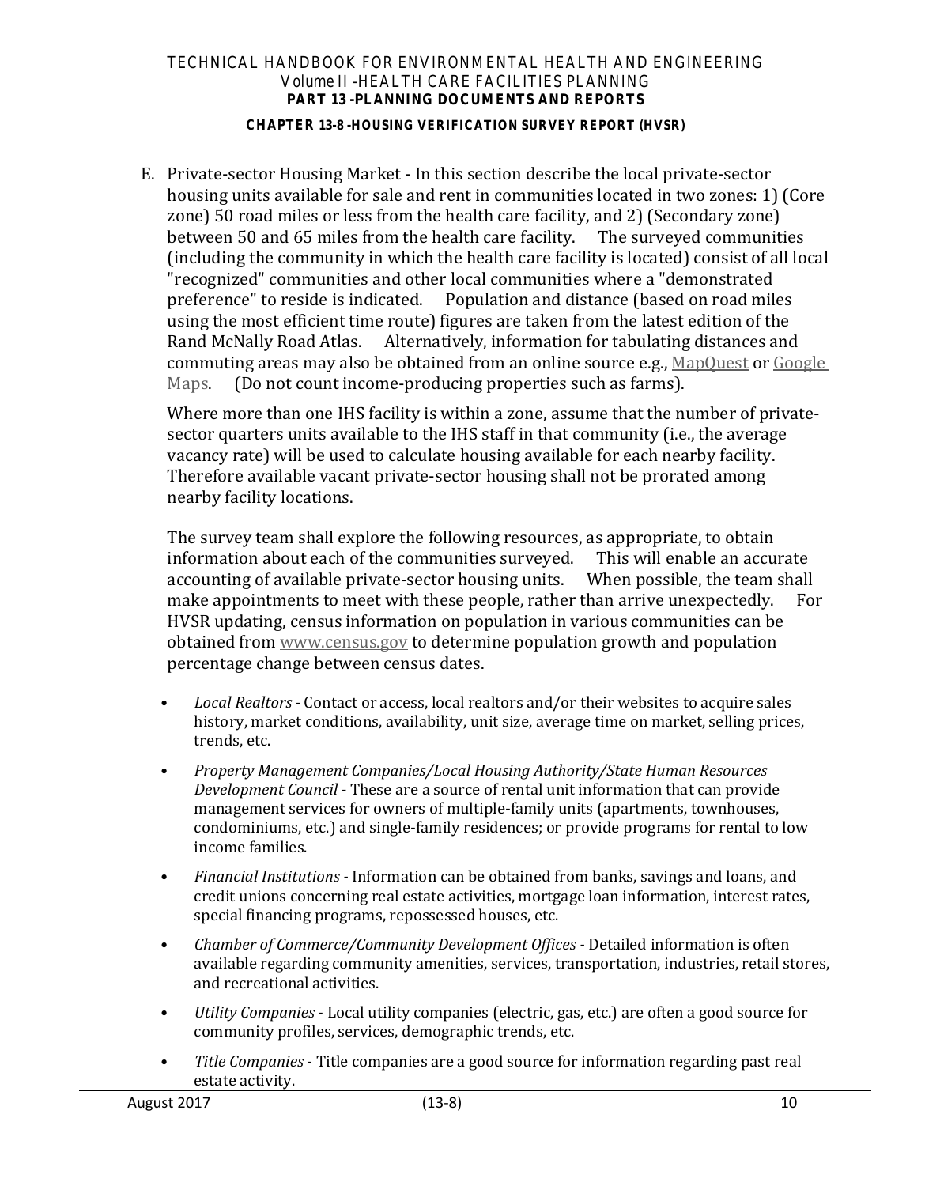E. Private-sector Housing Market - In this section describe the local private-sector housing units available for sale and rent in communities located in two zones: 1) (Core zone) 50 road miles or less from the health care facility, and 2) (Secondary zone) between 50 and 65 miles from the health care facility. The surveyed communities (including the community in which the health care facility is located) consist of all local "recognized" communities and other local communities where a "demonstrated preference" to reside is indicated. Population and distance (based on road miles using the most efficient time route) figures are taken from the latest edition of the Rand McNally Road Atlas. Alternatively, information for tabulating distances and commuting areas may also be obtained from an online source e.g., MapQuest or Google Maps. (Do not count income-producing properties such as farms).

   Where more than one IHS facility is within a zone, assume that the number of private-sector quarters units available to the IHS staff in that community (i.e., the average vacancy rate) will be used to calculate housing available for each nearby facility. Therefore available vacant private-sector housing shall not be prorated among nearby facility locations.

   The survey team shall explore the following resources, as appropriate, to obtain information about each of the communities surveyed. This will enable an accurate accounting of available private-sector housing units. When possible, the team shall make appointments to meet with these people, rather than arrive unexpectedly. For HVSR updating, census information on population in various communities can be obtained from www.census.gov to determine population growth and population percentage change between census dates.

   - *Local Realtors* - Contact or access, local realtors and/or their websites to acquire sales history, market conditions, availability, unit size, average time on market, selling prices, trends, etc.
   - *Property Management Companies/Local Housing Authority/State Human Resources Development Council* - These are a source of rental unit information that can provide management services for owners of multiple-family units (apartments, townhouses, condominiums, etc.) and single-family residences; or provide programs for rental to low income families.
   - *Financial Institutions* - Information can be obtained from banks, savings and loans, and credit unions concerning real estate activities, mortgage loan information, interest rates, special financing programs, repossessed houses, etc.
   - *Chamber of Commerce/Community Development Offices* - Detailed information is often available regarding community amenities, services, transportation, industries, retail stores, and recreational activities.
   - *Utility Companies* - Local utility companies (electric, gas, etc.) are often a good source for community profiles, services, demographic trends, etc.
   - *Title Companies* - Title companies are a good source for information regarding past real estate activity.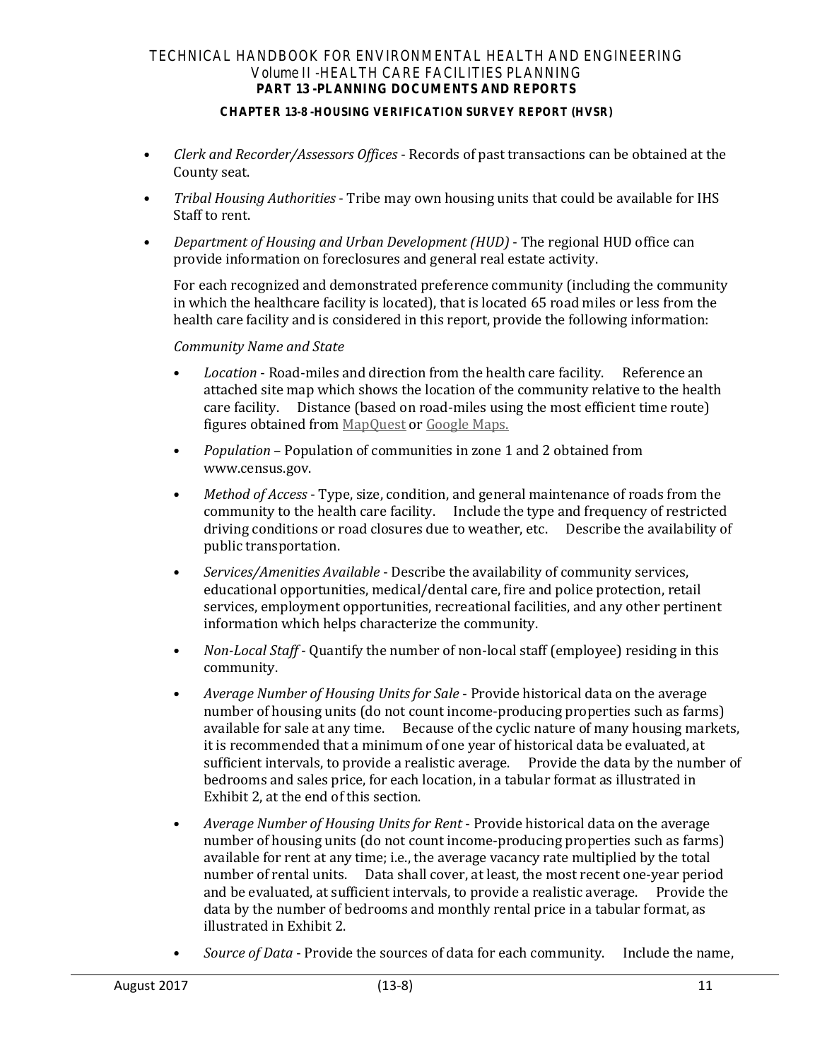- *Clerk and Recorder/Assessors Offices* - Records of past transactions can be obtained at the County seat.
- *Tribal Housing Authorities* - Tribe may own housing units that could be available for IHS Staff to rent.
- *Department of Housing and Urban Development (HUD)* - The regional HUD office can provide information on foreclosures and general real estate activity.

  For each recognized and demonstrated preference community (including the community in which the healthcare facility is located), that is located 65 road miles or less from the health care facility and is considered in this report, provide the following information:

  *Community Name and State*

  - *Location* - Road-miles and direction from the health care facility. Reference an attached site map which shows the location of the community relative to the health care facility. Distance (based on road-miles using the most efficient time route) figures obtained from MapQuest or Google Maps.
  - *Population* – Population of communities in zone 1 and 2 obtained from www.census.gov.
  - *Method of Access* - Type, size, condition, and general maintenance of roads from the community to the health care facility. Include the type and frequency of restricted driving conditions or road closures due to weather, etc. Describe the availability of public transportation.
  - *Services/Amenities Available* - Describe the availability of community services, educational opportunities, medical/dental care, fire and police protection, retail services, employment opportunities, recreational facilities, and any other pertinent information which helps characterize the community.
  - *Non-Local Staff* - Quantify the number of non-local staff (employee) residing in this community.
  - *Average Number of Housing Units for Sale* - Provide historical data on the average number of housing units (do not count income-producing properties such as farms) available for sale at any time. Because of the cyclic nature of many housing markets, it is recommended that a minimum of one year of historical data be evaluated, at sufficient intervals, to provide a realistic average. Provide the data by the number of bedrooms and sales price, for each location, in a tabular format as illustrated in Exhibit 2, at the end of this section.
  - *Average Number of Housing Units for Rent* - Provide historical data on the average number of housing units (do not count income-producing properties such as farms) available for rent at any time; i.e., the average vacancy rate multiplied by the total number of rental units. Data shall cover, at least, the most recent one-year period and be evaluated, at sufficient intervals, to provide a realistic average. Provide the data by the number of bedrooms and monthly rental price in a tabular format, as illustrated in Exhibit 2.
  - *Source of Data* - Provide the sources of data for each community. Include the name,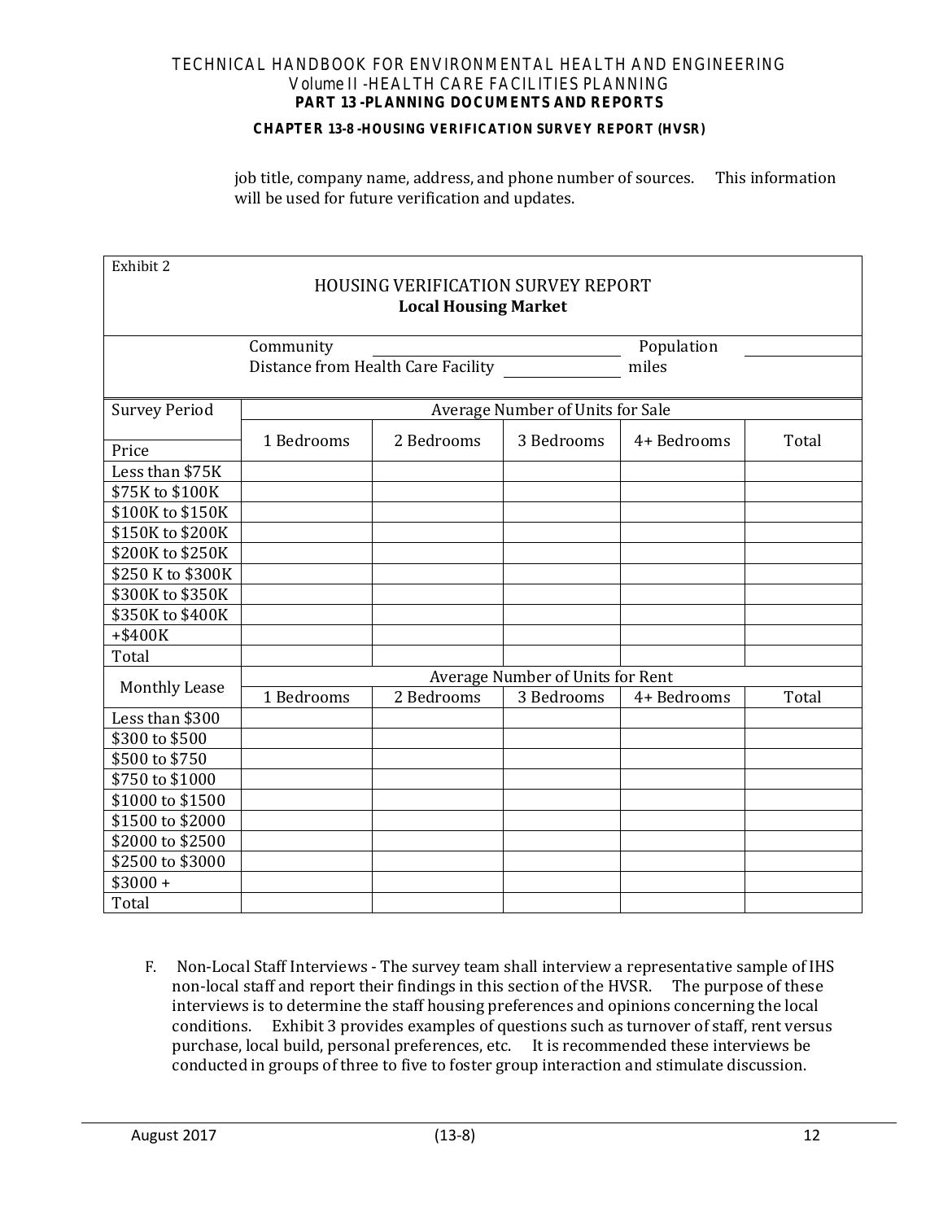job title, company name, address, and phone number of sources. This information will be used for future verification and updates.

Exhibit 2

HOUSING VERIFICATION SURVEY REPORT
**Local Housing Market**

Community \_\_\_\_\_\_\_\_\_\_\_\_\_\_\_\_\_\_\_\_ Population \_\_\_\_\_\_\_\_\_\_
Distance from Health Care Facility \_\_\_\_\_\_\_\_\_\_ miles

| Survey Period | Average Number of Units for Sale | | | | |
|---|---|---|---|---|---|
| Price | 1 Bedrooms | 2 Bedrooms | 3 Bedrooms | 4+ Bedrooms | Total |
| Less than $75K | | | | | |
| $75K to $100K | | | | | |
| $100K to $150K | | | | | |
| $150K to $200K | | | | | |
| $200K to $250K | | | | | |
| $250 K to $300K | | | | | |
| $300K to $350K | | | | | |
| $350K to $400K | | | | | |
| +$400K | | | | | |
| Total | | | | | |
| Monthly Lease | Average Number of Units for Rent | | | | |
| | 1 Bedrooms | 2 Bedrooms | 3 Bedrooms | 4+ Bedrooms | Total |
| Less than $300 | | | | | |
| $300 to $500 | | | | | |
| $500 to $750 | | | | | |
| $750 to $1000 | | | | | |
| $1000 to $1500 | | | | | |
| $1500 to $2000 | | | | | |
| $2000 to $2500 | | | | | |
| $2500 to $3000 | | | | | |
| $3000 + | | | | | |
| Total | | | | | |

F. Non-Local Staff Interviews - The survey team shall interview a representative sample of IHS non-local staff and report their findings in this section of the HVSR. The purpose of these interviews is to determine the staff housing preferences and opinions concerning the local conditions. Exhibit 3 provides examples of questions such as turnover of staff, rent versus purchase, local build, personal preferences, etc. It is recommended these interviews be conducted in groups of three to five to foster group interaction and stimulate discussion.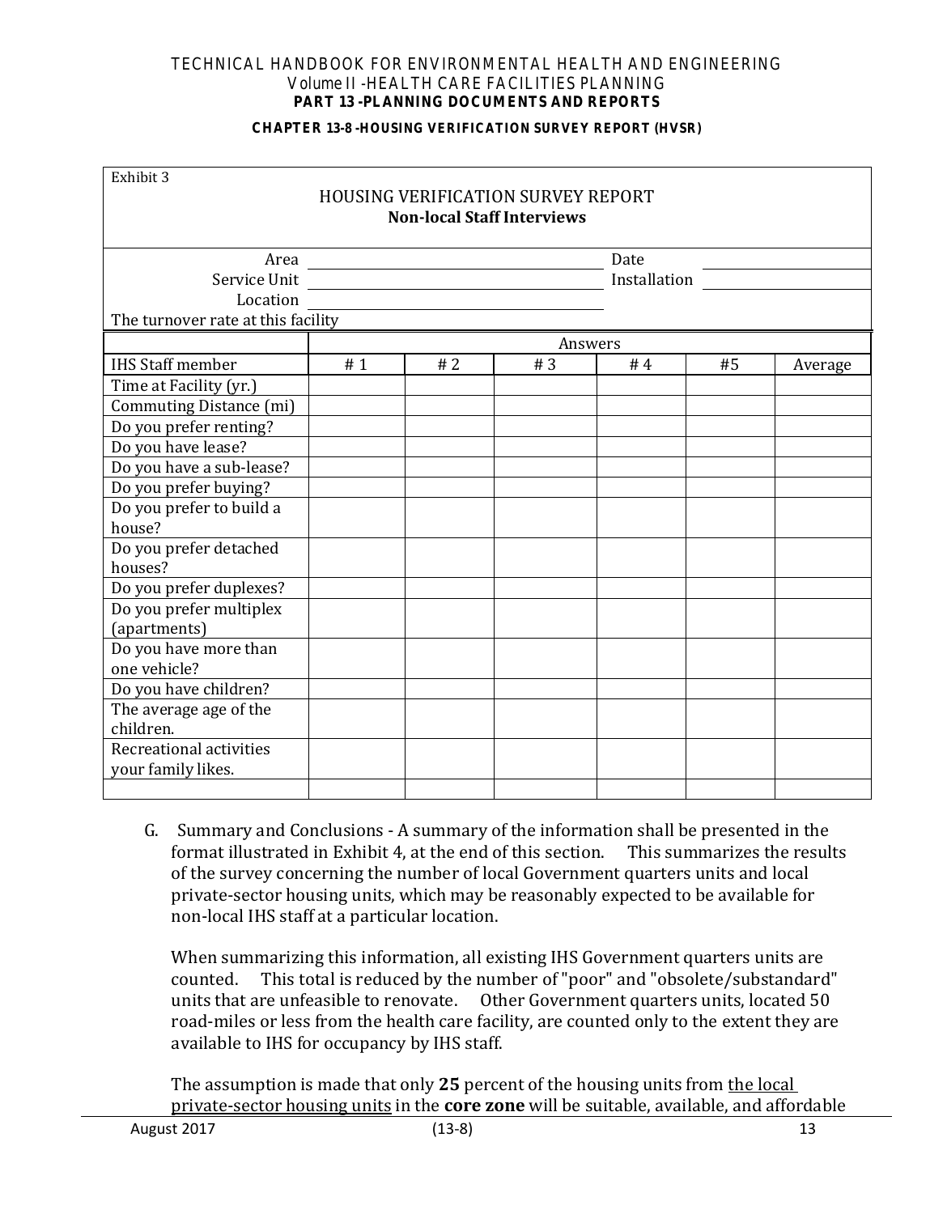Exhibit 3

HOUSING VERIFICATION SURVEY REPORT
**Non-local Staff Interviews**

Area ____________________ Date ____________________

Service Unit ____________________ Installation ____________________

Location ____________________

The turnover rate at this facility

| | Answers | | | | | |
|---|---|---|---|---|---|---|
| IHS Staff member | # 1 | # 2 | # 3 | # 4 | #5 | Average |
| Time at Facility (yr.) | | | | | | |
| Commuting Distance (mi) | | | | | | |
| Do you prefer renting? | | | | | | |
| Do you have lease? | | | | | | |
| Do you have a sub-lease? | | | | | | |
| Do you prefer buying? | | | | | | |
| Do you prefer to build a house? | | | | | | |
| Do you prefer detached houses? | | | | | | |
| Do you prefer duplexes? | | | | | | |
| Do you prefer multiplex (apartments) | | | | | | |
| Do you have more than one vehicle? | | | | | | |
| Do you have children? | | | | | | |
| The average age of the children. | | | | | | |
| Recreational activities your family likes. | | | | | | |
| | | | | | | |

G. Summary and Conclusions - A summary of the information shall be presented in the format illustrated in Exhibit 4, at the end of this section. This summarizes the results of the survey concerning the number of local Government quarters units and local private-sector housing units, which may be reasonably expected to be available for non-local IHS staff at a particular location.

When summarizing this information, all existing IHS Government quarters units are counted. This total is reduced by the number of "poor" and "obsolete/substandard" units that are unfeasible to renovate. Other Government quarters units, located 50 road-miles or less from the health care facility, are counted only to the extent they are available to IHS for occupancy by IHS staff.

The assumption is made that only **25** percent of the housing units from the local private-sector housing units in the **core zone** will be suitable, available, and affordable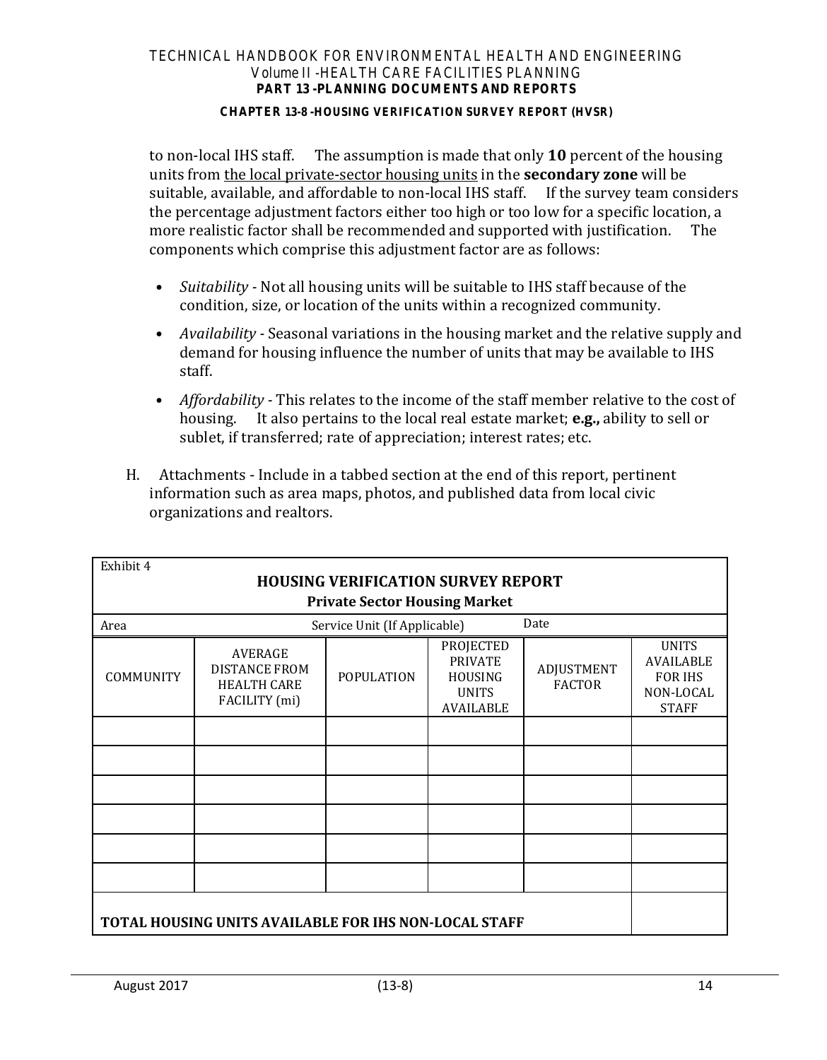to non-local IHS staff. The assumption is made that only **10** percent of the housing units from the local private-sector housing units in the **secondary zone** will be suitable, available, and affordable to non-local IHS staff. If the survey team considers the percentage adjustment factors either too high or too low for a specific location, a more realistic factor shall be recommended and supported with justification. The components which comprise this adjustment factor are as follows:

- *Suitability* - Not all housing units will be suitable to IHS staff because of the condition, size, or location of the units within a recognized community.
- *Availability* - Seasonal variations in the housing market and the relative supply and demand for housing influence the number of units that may be available to IHS staff.
- *Affordability* - This relates to the income of the staff member relative to the cost of housing. It also pertains to the local real estate market; **e.g.,** ability to sell or sublet, if transferred; rate of appreciation; interest rates; etc.

H. Attachments - Include in a tabbed section at the end of this report, pertinent information such as area maps, photos, and published data from local civic organizations and realtors.

Exhibit 4

**HOUSING VERIFICATION SURVEY REPORT**

**Private Sector Housing Market**

Area | Service Unit (If Applicable) | Date

| COMMUNITY | AVERAGE DISTANCE FROM HEALTH CARE FACILITY (mi) | POPULATION | PROJECTED PRIVATE HOUSING UNITS AVAILABLE | ADJUSTMENT FACTOR | UNITS AVAILABLE FOR IHS NON-LOCAL STAFF |
|---|---|---|---|---|---|
| | | | | | |
| | | | | | |
| | | | | | |
| | | | | | |
| | | | | | |
| | | | | | |
| **TOTAL HOUSING UNITS AVAILABLE FOR IHS NON-LOCAL STAFF** | | | | | |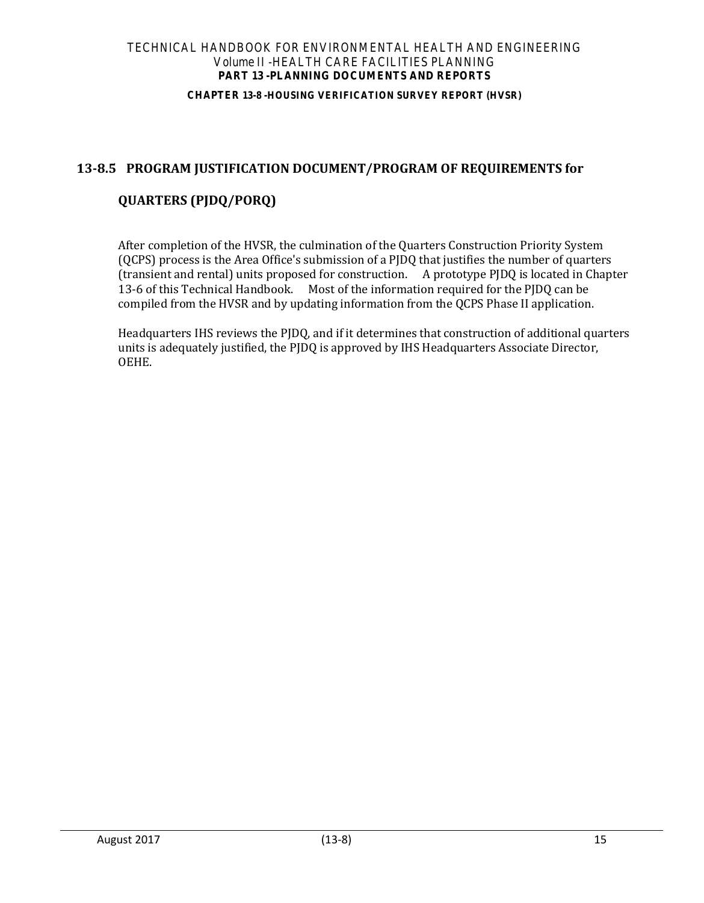## 13-8.5 PROGRAM JUSTIFICATION DOCUMENT/PROGRAM OF REQUIREMENTS for QUARTERS (PJDQ/PORQ)

After completion of the HVSR, the culmination of the Quarters Construction Priority System (QCPS) process is the Area Office's submission of a PJDQ that justifies the number of quarters (transient and rental) units proposed for construction. A prototype PJDQ is located in Chapter 13-6 of this Technical Handbook. Most of the information required for the PJDQ can be compiled from the HVSR and by updating information from the QCPS Phase II application.

Headquarters IHS reviews the PJDQ, and if it determines that construction of additional quarters units is adequately justified, the PJDQ is approved by IHS Headquarters Associate Director, OEHE.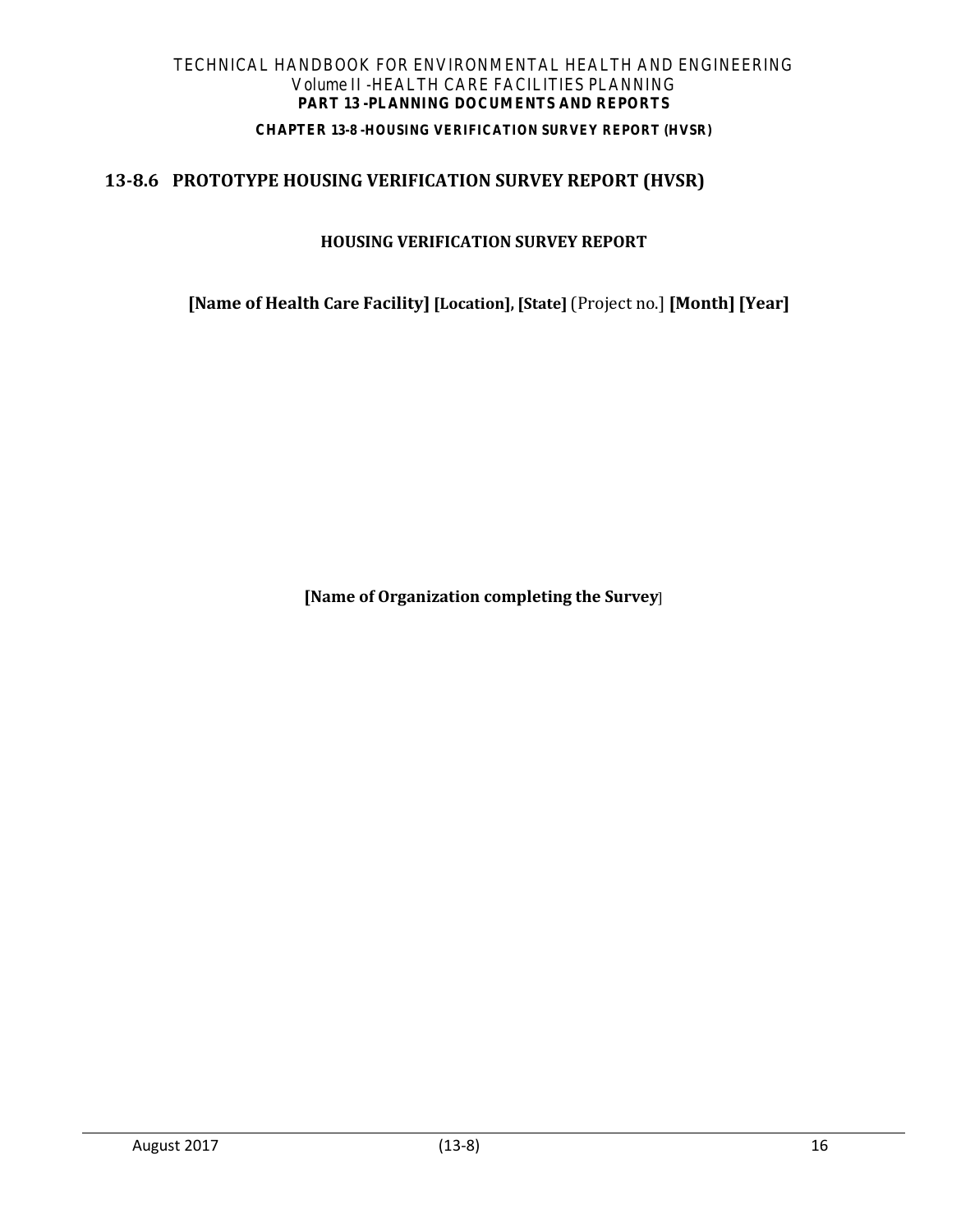## 13-8.6 PROTOTYPE HOUSING VERIFICATION SURVEY REPORT (HVSR)

**HOUSING VERIFICATION SURVEY REPORT**

**[Name of Health Care Facility] [Location], [State]** (Project no.] **[Month] [Year]**

**[Name of Organization completing the Survey**]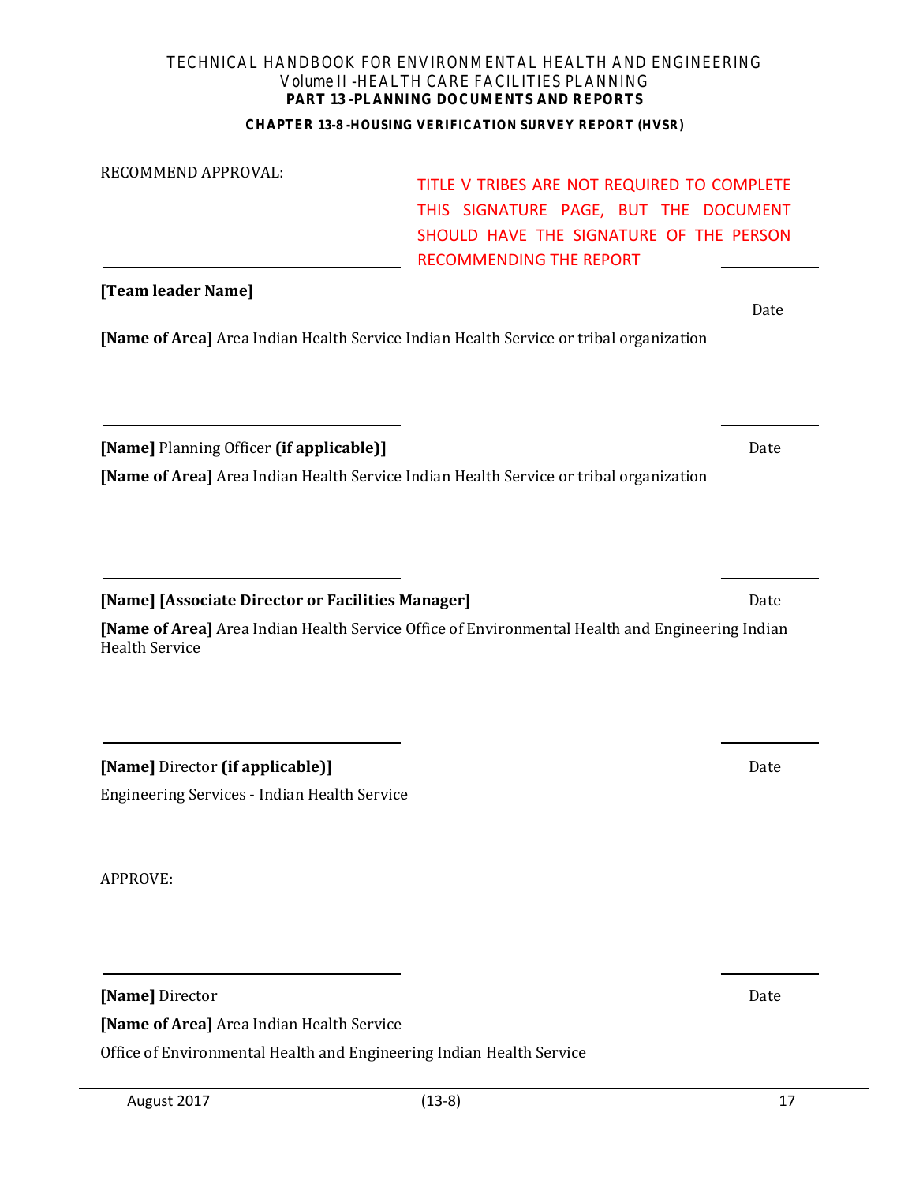RECOMMEND APPROVAL:

TITLE V TRIBES ARE NOT REQUIRED TO COMPLETE THIS SIGNATURE PAGE, BUT THE DOCUMENT SHOULD HAVE THE SIGNATURE OF THE PERSON RECOMMENDING THE REPORT

______________________________ ____________

**[Team leader Name]** Date

**[Name of Area]** Area Indian Health Service Indian Health Service or tribal organization

______________________________ ____________

**[Name]** Planning Officer **(if applicable)]** Date

**[Name of Area]** Area Indian Health Service Indian Health Service or tribal organization

______________________________ ____________

**[Name] [Associate Director or Facilities Manager]** Date

**[Name of Area]** Area Indian Health Service Office of Environmental Health and Engineering Indian Health Service

______________________________ ____________

**[Name]** Director **(if applicable)]** Date

Engineering Services - Indian Health Service

APPROVE:

______________________________ ____________

**[Name]** Director Date

**[Name of Area]** Area Indian Health Service

Office of Environmental Health and Engineering Indian Health Service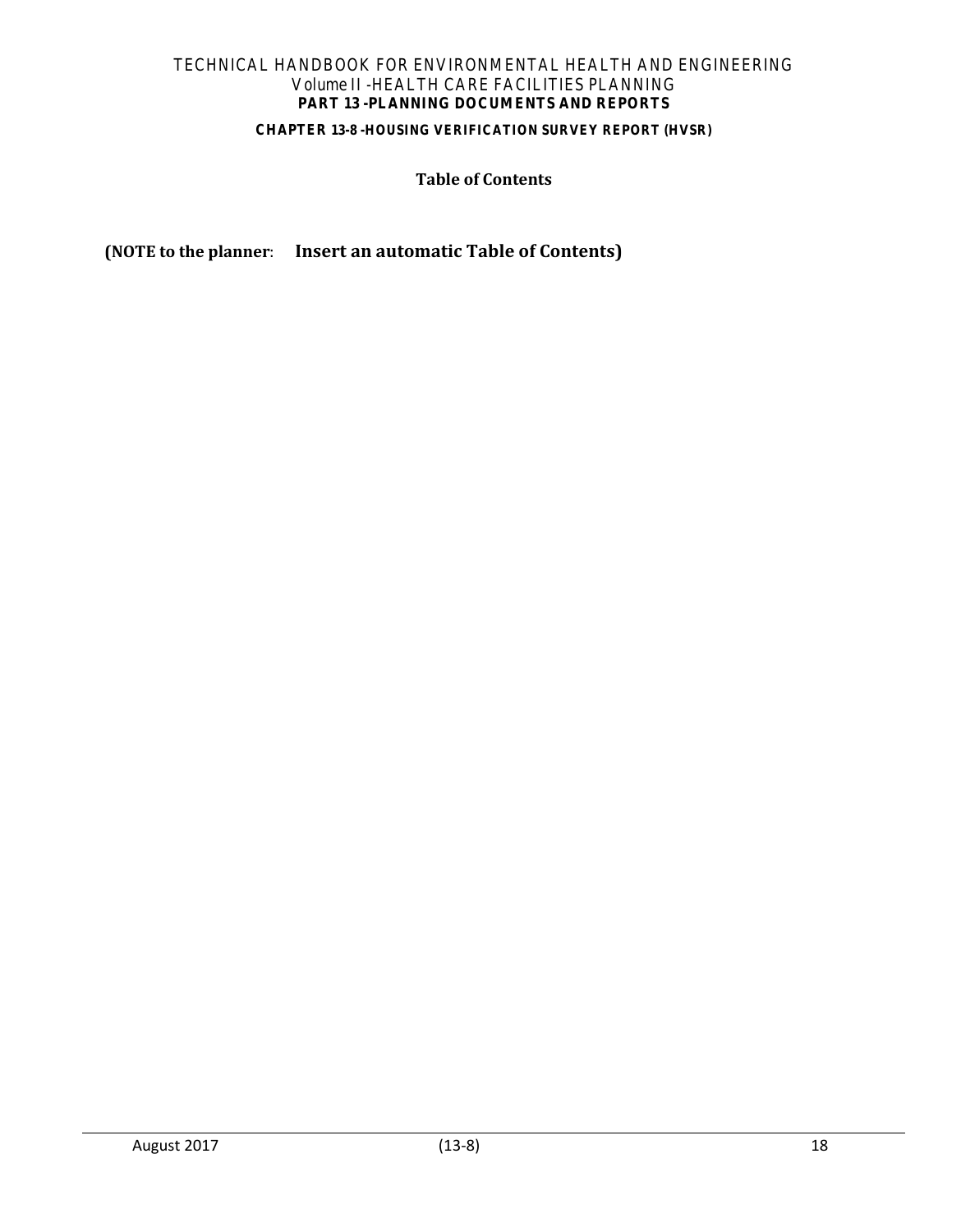# Table of Contents

**(NOTE to the planner**: **Insert an automatic Table of Contents)**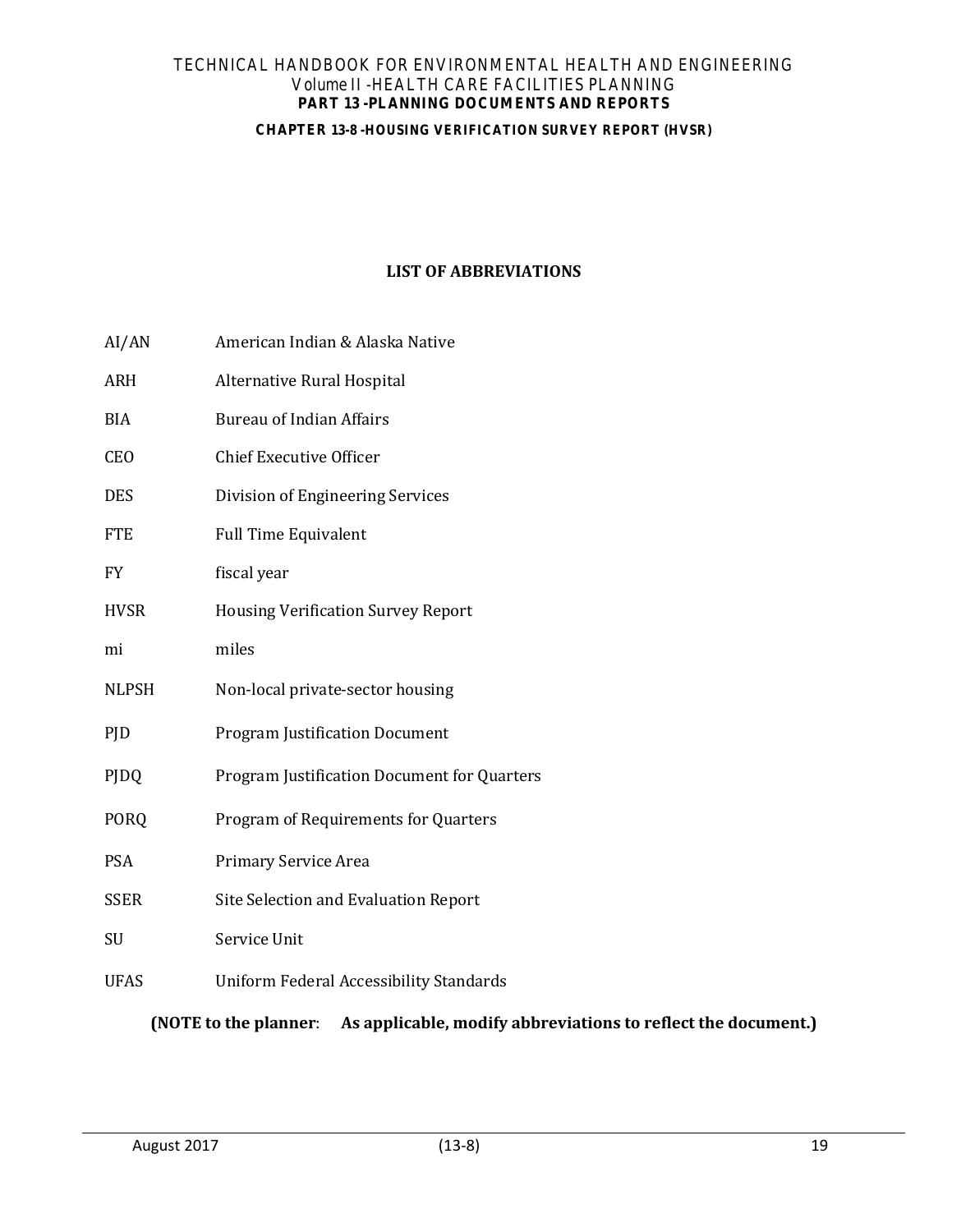## LIST OF ABBREVIATIONS

| | |
|---|---|
| AI/AN | American Indian & Alaska Native |
| ARH | Alternative Rural Hospital |
| BIA | Bureau of Indian Affairs |
| CEO | Chief Executive Officer |
| DES | Division of Engineering Services |
| FTE | Full Time Equivalent |
| FY | fiscal year |
| HVSR | Housing Verification Survey Report |
| mi | miles |
| NLPSH | Non-local private-sector housing |
| PJD | Program Justification Document |
| PJDQ | Program Justification Document for Quarters |
| PORQ | Program of Requirements for Quarters |
| PSA | Primary Service Area |
| SSER | Site Selection and Evaluation Report |
| SU | Service Unit |
| UFAS | Uniform Federal Accessibility Standards |

**(NOTE to the planner**: **As applicable, modify abbreviations to reflect the document.)**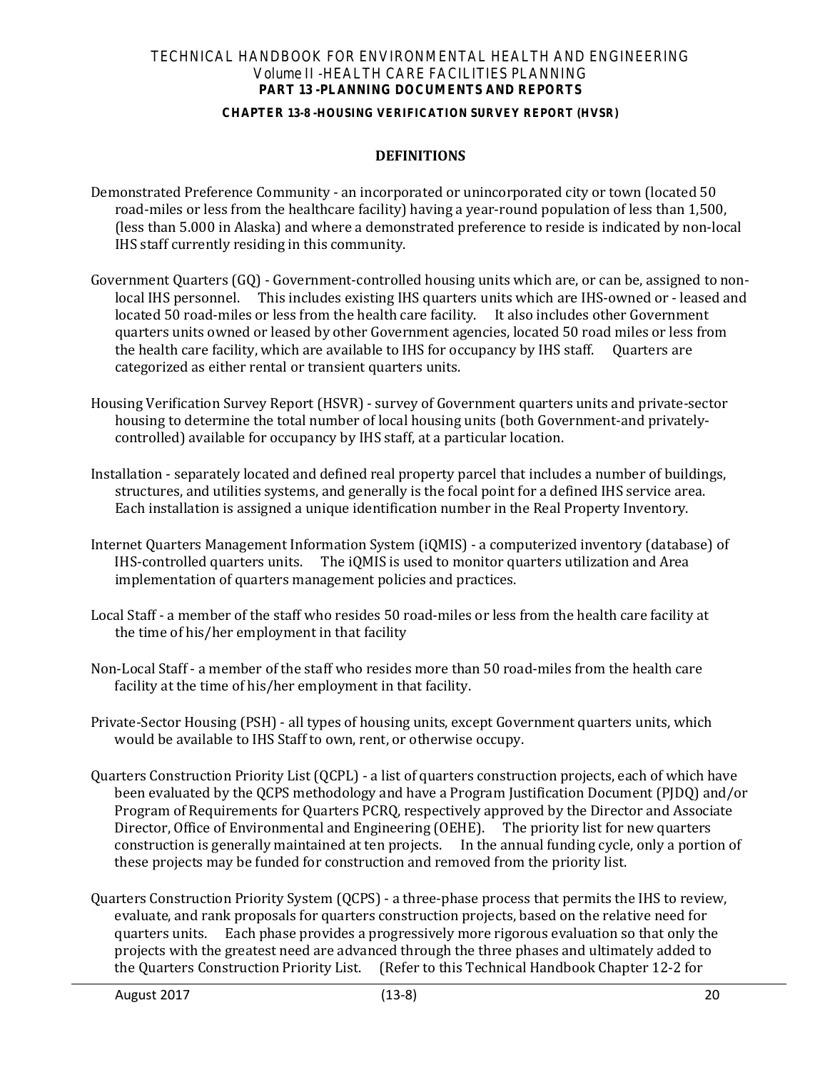## DEFINITIONS

Demonstrated Preference Community - an incorporated or unincorporated city or town (located 50 road-miles or less from the healthcare facility) having a year-round population of less than 1,500, (less than 5.000 in Alaska) and where a demonstrated preference to reside is indicated by non-local IHS staff currently residing in this community.

Government Quarters (GQ) - Government-controlled housing units which are, or can be, assigned to non-local IHS personnel. This includes existing IHS quarters units which are IHS-owned or - leased and located 50 road-miles or less from the health care facility. It also includes other Government quarters units owned or leased by other Government agencies, located 50 road miles or less from the health care facility, which are available to IHS for occupancy by IHS staff. Quarters are categorized as either rental or transient quarters units.

Housing Verification Survey Report (HSVR) - survey of Government quarters units and private-sector housing to determine the total number of local housing units (both Government-and privately-controlled) available for occupancy by IHS staff, at a particular location.

Installation - separately located and defined real property parcel that includes a number of buildings, structures, and utilities systems, and generally is the focal point for a defined IHS service area. Each installation is assigned a unique identification number in the Real Property Inventory.

Internet Quarters Management Information System (iQMIS) - a computerized inventory (database) of IHS-controlled quarters units. The iQMIS is used to monitor quarters utilization and Area implementation of quarters management policies and practices.

Local Staff - a member of the staff who resides 50 road-miles or less from the health care facility at the time of his/her employment in that facility

Non-Local Staff - a member of the staff who resides more than 50 road-miles from the health care facility at the time of his/her employment in that facility.

Private-Sector Housing (PSH) - all types of housing units, except Government quarters units, which would be available to IHS Staff to own, rent, or otherwise occupy.

Quarters Construction Priority List (QCPL) - a list of quarters construction projects, each of which have been evaluated by the QCPS methodology and have a Program Justification Document (PJDQ) and/or Program of Requirements for Quarters PCRQ, respectively approved by the Director and Associate Director, Office of Environmental and Engineering (OEHE). The priority list for new quarters construction is generally maintained at ten projects. In the annual funding cycle, only a portion of these projects may be funded for construction and removed from the priority list.

Quarters Construction Priority System (QCPS) - a three-phase process that permits the IHS to review, evaluate, and rank proposals for quarters construction projects, based on the relative need for quarters units. Each phase provides a progressively more rigorous evaluation so that only the projects with the greatest need are advanced through the three phases and ultimately added to the Quarters Construction Priority List. (Refer to this Technical Handbook Chapter 12-2 for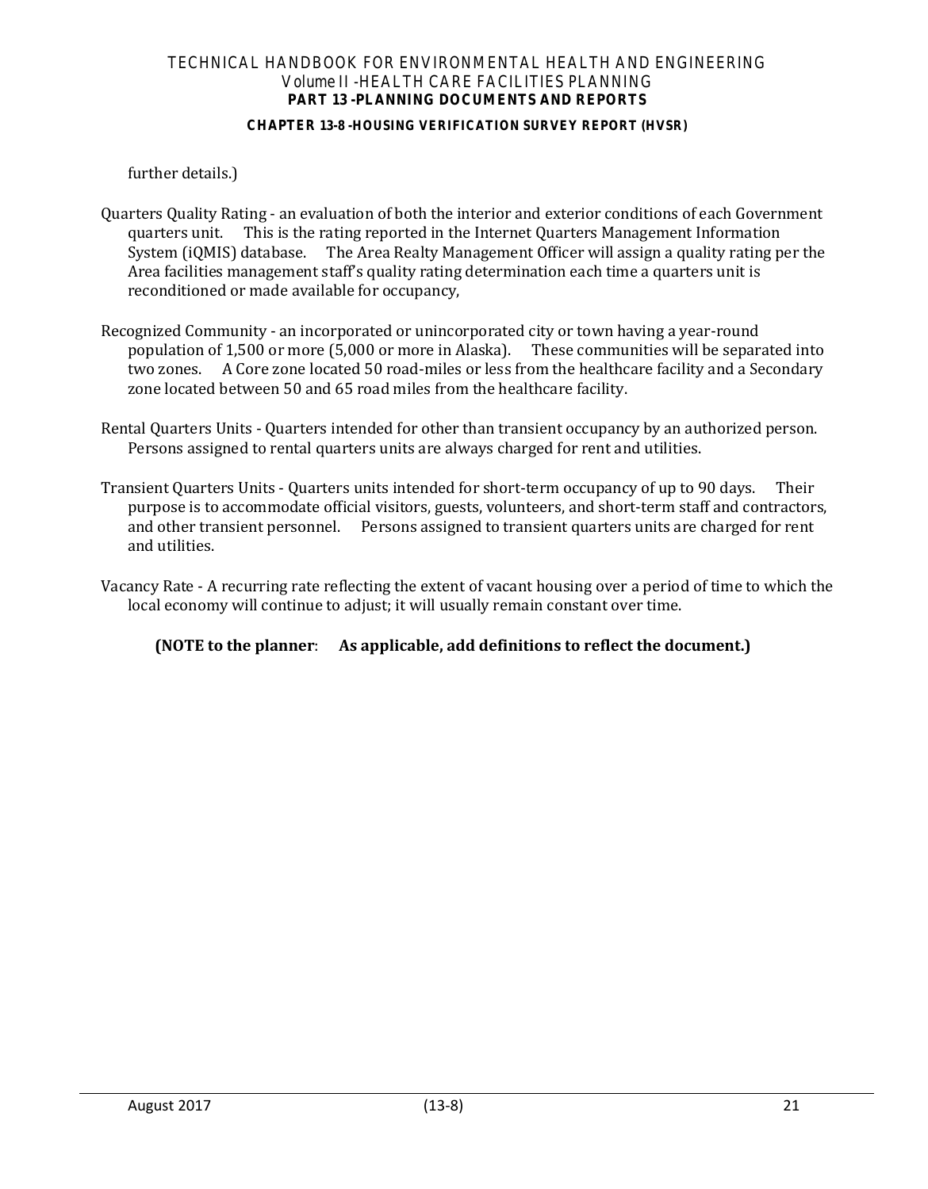further details.)

Quarters Quality Rating - an evaluation of both the interior and exterior conditions of each Government quarters unit. This is the rating reported in the Internet Quarters Management Information System (iQMIS) database. The Area Realty Management Officer will assign a quality rating per the Area facilities management staff's quality rating determination each time a quarters unit is reconditioned or made available for occupancy,

Recognized Community - an incorporated or unincorporated city or town having a year-round population of 1,500 or more (5,000 or more in Alaska). These communities will be separated into two zones. A Core zone located 50 road-miles or less from the healthcare facility and a Secondary zone located between 50 and 65 road miles from the healthcare facility.

Rental Quarters Units - Quarters intended for other than transient occupancy by an authorized person. Persons assigned to rental quarters units are always charged for rent and utilities.

Transient Quarters Units - Quarters units intended for short-term occupancy of up to 90 days. Their purpose is to accommodate official visitors, guests, volunteers, and short-term staff and contractors, and other transient personnel. Persons assigned to transient quarters units are charged for rent and utilities.

Vacancy Rate - A recurring rate reflecting the extent of vacant housing over a period of time to which the local economy will continue to adjust; it will usually remain constant over time.

**(NOTE to the planner**: **As applicable, add definitions to reflect the document.)**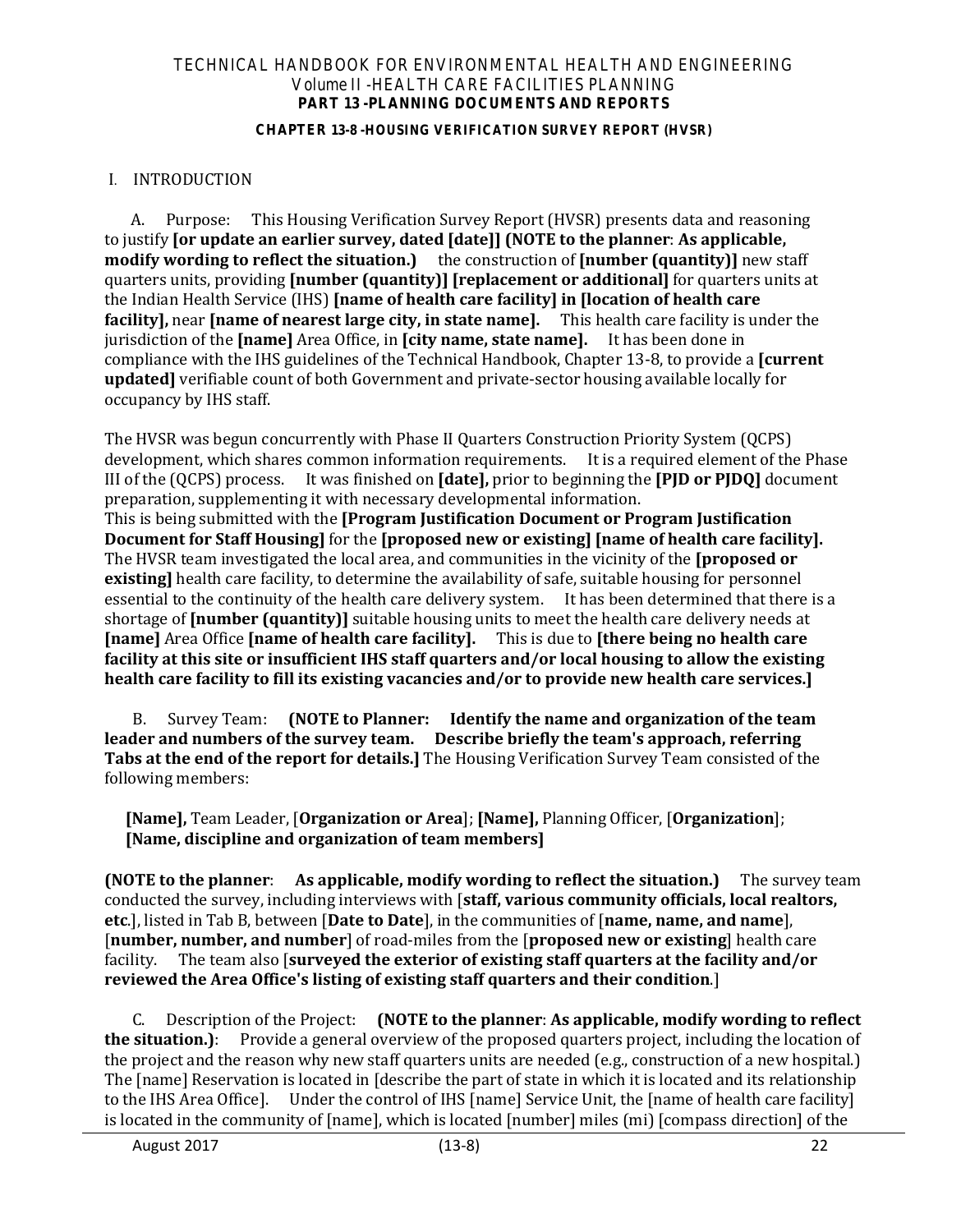## I. INTRODUCTION

A. Purpose: This Housing Verification Survey Report (HVSR) presents data and reasoning to justify **[or update an earlier survey, dated [date]] (NOTE to the planner**: **As applicable, modify wording to reflect the situation.)** the construction of **[number (quantity)]** new staff quarters units, providing **[number (quantity)] [replacement or additional]** for quarters units at the Indian Health Service (IHS) **[name of health care facility] in [location of health care facility],** near **[name of nearest large city, in state name].** This health care facility is under the jurisdiction of the **[name]** Area Office, in **[city name, state name].** It has been done in compliance with the IHS guidelines of the Technical Handbook, Chapter 13-8, to provide a **[current updated]** verifiable count of both Government and private-sector housing available locally for occupancy by IHS staff.

The HVSR was begun concurrently with Phase II Quarters Construction Priority System (QCPS) development, which shares common information requirements. It is a required element of the Phase III of the (QCPS) process. It was finished on **[date],** prior to beginning the **[PJD or PJDQ]** document preparation, supplementing it with necessary developmental information.
This is being submitted with the **[Program Justification Document or Program Justification Document for Staff Housing]** for the **[proposed new or existing] [name of health care facility].** The HVSR team investigated the local area, and communities in the vicinity of the **[proposed or existing]** health care facility, to determine the availability of safe, suitable housing for personnel essential to the continuity of the health care delivery system. It has been determined that there is a shortage of **[number (quantity)]** suitable housing units to meet the health care delivery needs at **[name]** Area Office **[name of health care facility].** This is due to **[there being no health care facility at this site or insufficient IHS staff quarters and/or local housing to allow the existing health care facility to fill its existing vacancies and/or to provide new health care services.]**

B. Survey Team: **(NOTE to Planner: Identify the name and organization of the team leader and numbers of the survey team. Describe briefly the team's approach, referring Tabs at the end of the report for details.]** The Housing Verification Survey Team consisted of the following members:

**[Name],** Team Leader, [**Organization or Area**]; **[Name],** Planning Officer, [**Organization**]; **[Name, discipline and organization of team members]**

**(NOTE to the planner**: **As applicable, modify wording to reflect the situation.)** The survey team conducted the survey, including interviews with [**staff, various community officials, local realtors, etc**.], listed in Tab B, between [**Date to Date**], in the communities of [**name, name, and name**], [**number, number, and number**] of road-miles from the [**proposed new or existing**] health care facility. The team also [**surveyed the exterior of existing staff quarters at the facility and/or reviewed the Area Office's listing of existing staff quarters and their condition**.]

C. Description of the Project: **(NOTE to the planner**: **As applicable, modify wording to reflect the situation.)**: Provide a general overview of the proposed quarters project, including the location of the project and the reason why new staff quarters units are needed (e.g., construction of a new hospital.) The [name] Reservation is located in [describe the part of state in which it is located and its relationship to the IHS Area Office]. Under the control of IHS [name] Service Unit, the [name of health care facility] is located in the community of [name], which is located [number] miles (mi) [compass direction] of the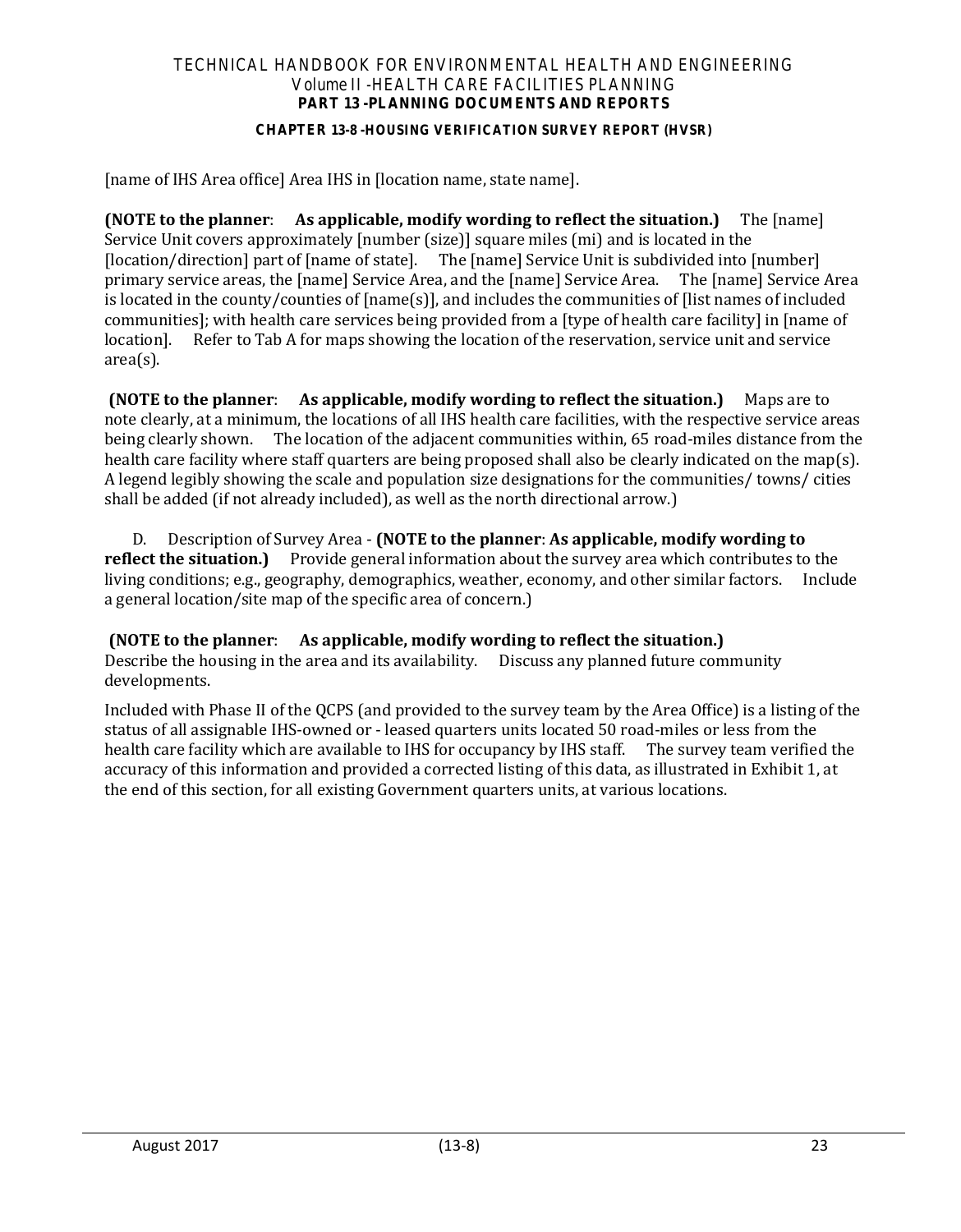[name of IHS Area office] Area IHS in [location name, state name].

**(NOTE to the planner**: **As applicable, modify wording to reflect the situation.)** The [name] Service Unit covers approximately [number (size)] square miles (mi) and is located in the [location/direction] part of [name of state]. The [name] Service Unit is subdivided into [number] primary service areas, the [name] Service Area, and the [name] Service Area. The [name] Service Area is located in the county/counties of [name(s)], and includes the communities of [list names of included communities]; with health care services being provided from a [type of health care facility] in [name of location]. Refer to Tab A for maps showing the location of the reservation, service unit and service area(s).

**(NOTE to the planner**: **As applicable, modify wording to reflect the situation.)** Maps are to note clearly, at a minimum, the locations of all IHS health care facilities, with the respective service areas being clearly shown. The location of the adjacent communities within, 65 road-miles distance from the health care facility where staff quarters are being proposed shall also be clearly indicated on the map(s). A legend legibly showing the scale and population size designations for the communities/ towns/ cities shall be added (if not already included), as well as the north directional arrow.)

D. Description of Survey Area - **(NOTE to the planner**: **As applicable, modify wording to reflect the situation.)** Provide general information about the survey area which contributes to the living conditions; e.g., geography, demographics, weather, economy, and other similar factors. Include a general location/site map of the specific area of concern.)

**(NOTE to the planner**: **As applicable, modify wording to reflect the situation.)**
Describe the housing in the area and its availability. Discuss any planned future community developments.

Included with Phase II of the QCPS (and provided to the survey team by the Area Office) is a listing of the status of all assignable IHS-owned or - leased quarters units located 50 road-miles or less from the health care facility which are available to IHS for occupancy by IHS staff. The survey team verified the accuracy of this information and provided a corrected listing of this data, as illustrated in Exhibit 1, at the end of this section, for all existing Government quarters units, at various locations.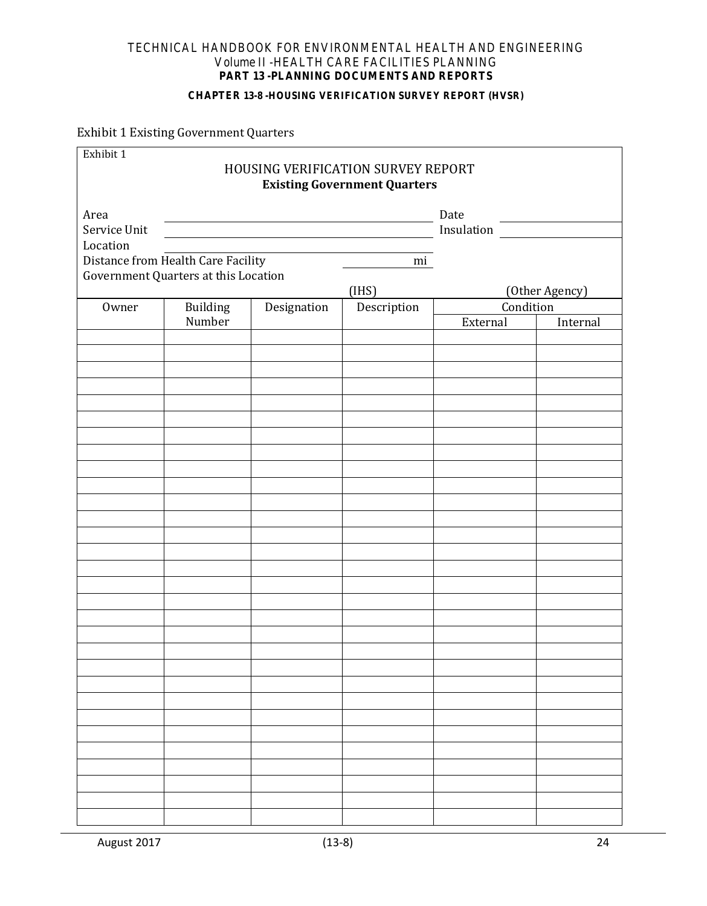Exhibit 1 Existing Government Quarters

Exhibit 1

## HOUSING VERIFICATION SURVEY REPORT

**Existing Government Quarters**

Area ____________________ Date ____________

Service Unit ____________________ Insulation ____________

Location ____________________

Distance from Health Care Facility ________ mi

Government Quarters at this Location

(IHS) (Other Agency)

| Owner | Building Number | Designation | Description | Condition | |
|---|---|---|---|---|---|
| | | | | External | Internal |
| | | | | | |
| | | | | | |
| | | | | | |
| | | | | | |
| | | | | | |
| | | | | | |
| | | | | | |
| | | | | | |
| | | | | | |
| | | | | | |
| | | | | | |
| | | | | | |
| | | | | | |
| | | | | | |
| | | | | | |
| | | | | | |
| | | | | | |
| | | | | | |
| | | | | | |
| | | | | | |
| | | | | | |
| | | | | | |
| | | | | | |
| | | | | | |
| | | | | | |
| | | | | | |
| | | | | | |
| | | | | | |
| | | | | | |
| | | | | | |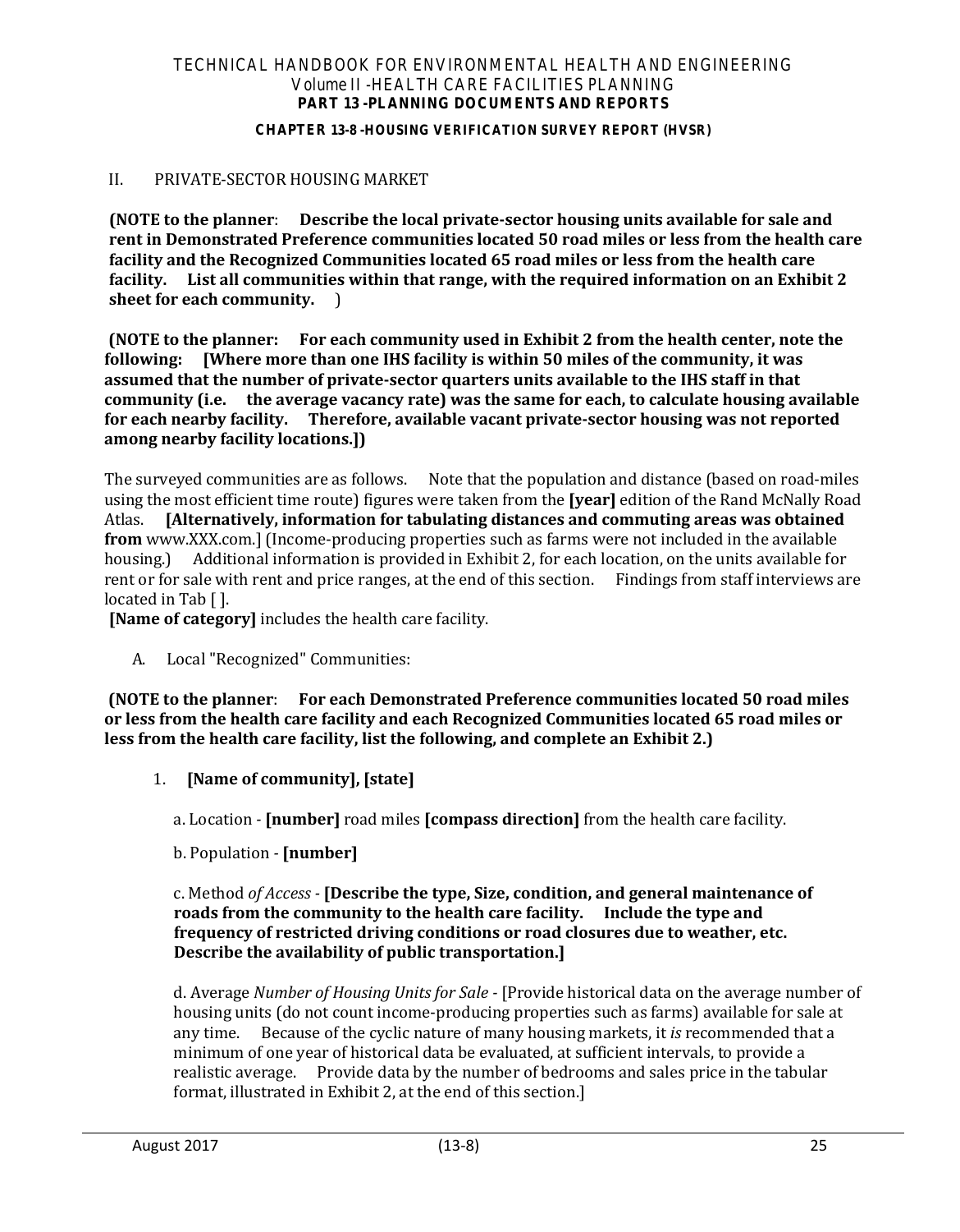II. PRIVATE-SECTOR HOUSING MARKET

**(NOTE to the planner**: **Describe the local private-sector housing units available for sale and rent in Demonstrated Preference communities located 50 road miles or less from the health care facility and the Recognized Communities located 65 road miles or less from the health care facility. List all communities within that range, with the required information on an Exhibit 2 sheet for each community.** )

**(NOTE to the planner: For each community used in Exhibit 2 from the health center, note the following: [Where more than one IHS facility is within 50 miles of the community, it was assumed that the number of private-sector quarters units available to the IHS staff in that community (i.e. the average vacancy rate) was the same for each, to calculate housing available for each nearby facility. Therefore, available vacant private-sector housing was not reported among nearby facility locations.])**

The surveyed communities are as follows. Note that the population and distance (based on road-miles using the most efficient time route) figures were taken from the **[year]** edition of the Rand McNally Road Atlas. **[Alternatively, information for tabulating distances and commuting areas was obtained from** www.XXX.com.] (Income-producing properties such as farms were not included in the available housing.) Additional information is provided in Exhibit 2, for each location, on the units available for rent or for sale with rent and price ranges, at the end of this section. Findings from staff interviews are located in Tab [ ].

**[Name of category]** includes the health care facility.

A. Local "Recognized" Communities:

**(NOTE to the planner**: **For each Demonstrated Preference communities located 50 road miles or less from the health care facility and each Recognized Communities located 65 road miles or less from the health care facility, list the following, and complete an Exhibit 2.)**

1. **[Name of community], [state]**

   a. Location - **[number]** road miles **[compass direction]** from the health care facility.

   b. Population - **[number]**

   c. Method *of Access* - **[Describe the type, Size, condition, and general maintenance of roads from the community to the health care facility. Include the type and frequency of restricted driving conditions or road closures due to weather, etc. Describe the availability of public transportation.]**

   d. Average *Number of Housing Units for Sale* - [Provide historical data on the average number of housing units (do not count income-producing properties such as farms) available for sale at any time. Because of the cyclic nature of many housing markets, it *is* recommended that a minimum of one year of historical data be evaluated, at sufficient intervals, to provide a realistic average. Provide data by the number of bedrooms and sales price in the tabular format, illustrated in Exhibit 2, at the end of this section.]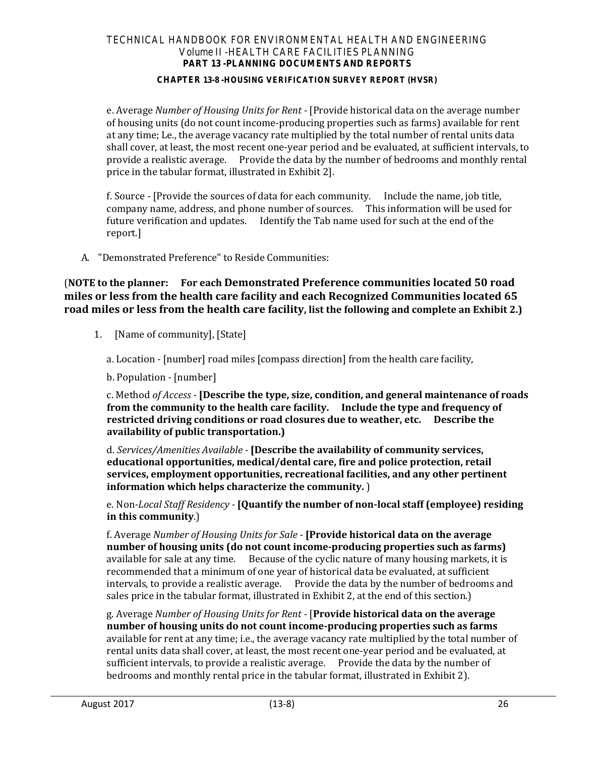e. Average *Number of Housing Units for Rent* - [Provide historical data on the average number of housing units (do not count income-producing properties such as farms) available for rent at any time; Le., the average vacancy rate multiplied by the total number of rental units data shall cover, at least, the most recent one-year period and be evaluated, at sufficient intervals, to provide a realistic average. Provide the data by the number of bedrooms and monthly rental price in the tabular format, illustrated in Exhibit 2].

f. Source - [Provide the sources of data for each community. Include the name, job title, company name, address, and phone number of sources. This information will be used for future verification and updates. Identify the Tab name used for such at the end of the report.]

A. "Demonstrated Preference" to Reside Communities:

(**NOTE to the planner: For each Demonstrated Preference communities located 50 road miles or less from the health care facility and each Recognized Communities located 65 road miles or less from the health care facility, list the following and complete an Exhibit 2.)**

1. [Name of community], [State]

   a. Location - [number] road miles [compass direction] from the health care facility,

   b. Population - [number]

   c. Method *of Access* - **[Describe the type, size, condition, and general maintenance of roads from the community to the health care facility. Include the type and frequency of restricted driving conditions or road closures due to weather, etc. Describe the availability of public transportation.)**

   d. *Services/Amenities Available* - **[Describe the availability of community services, educational opportunities, medical/dental care, fire and police protection, retail services, employment opportunities, recreational facilities, and any other pertinent information which helps characterize the community.** )

   e. Non-*Local Staff Residency* - **[Quantify the number of non-local staff (employee) residing in this community**.)

   f. Average *Number of Housing Units for Sale* - **[Provide historical data on the average number of housing units (do not count income-producing properties such as farms)** available for sale at any time. Because of the cyclic nature of many housing markets, it is recommended that a minimum of one year of historical data be evaluated, at sufficient intervals, to provide a realistic average. Provide the data by the number of bedrooms and sales price in the tabular format, illustrated in Exhibit 2, at the end of this section.)

   g. Average *Number of Housing Units for Rent* - [**Provide historical data on the average number of housing units do not count income-producing properties such as farms** available for rent at any time; i.e., the average vacancy rate multiplied by the total number of rental units data shall cover, at least, the most recent one-year period and be evaluated, at sufficient intervals, to provide a realistic average. Provide the data by the number of bedrooms and monthly rental price in the tabular format, illustrated in Exhibit 2).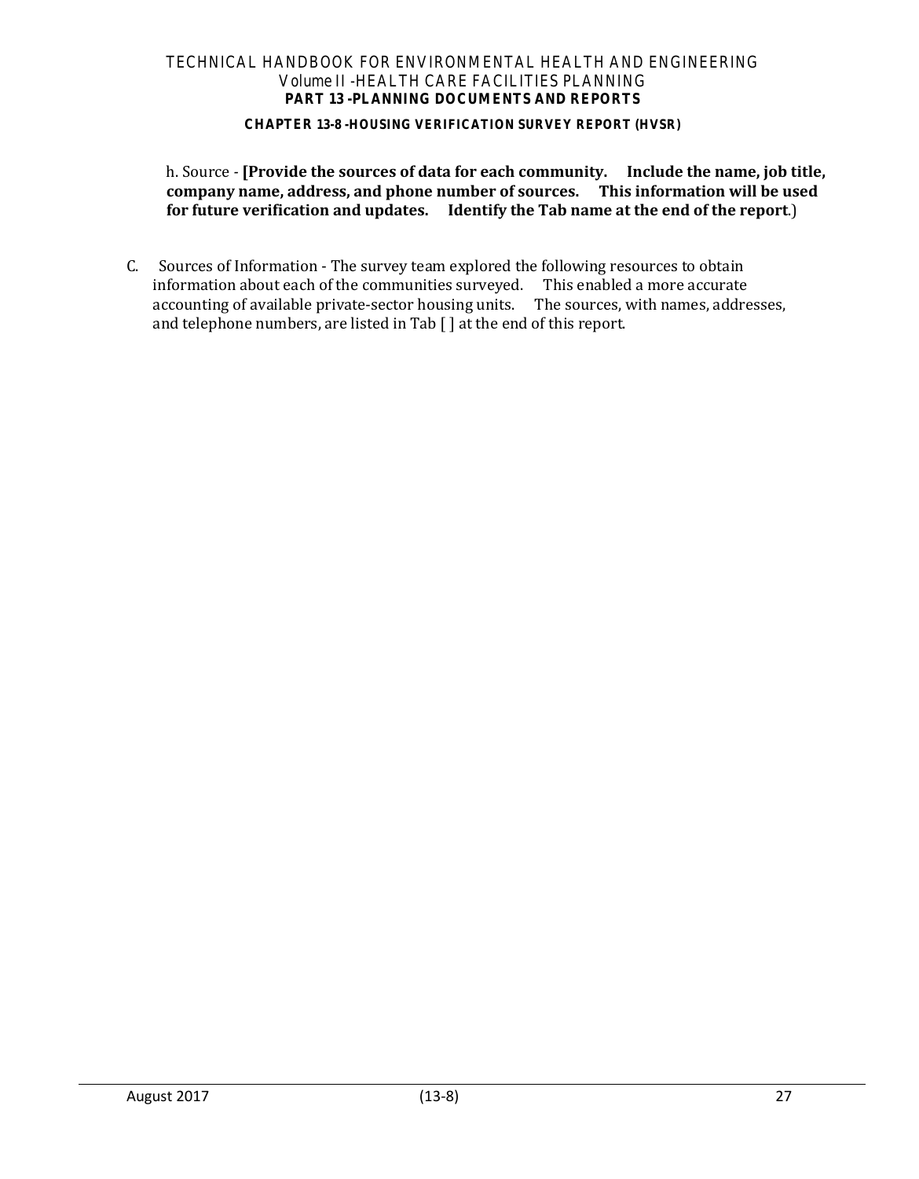h. Source - **[Provide the sources of data for each community. Include the name, job title, company name, address, and phone number of sources. This information will be used for future verification and updates. Identify the Tab name at the end of the report**.)

C. Sources of Information - The survey team explored the following resources to obtain information about each of the communities surveyed. This enabled a more accurate accounting of available private-sector housing units. The sources, with names, addresses, and telephone numbers, are listed in Tab [ ] at the end of this report.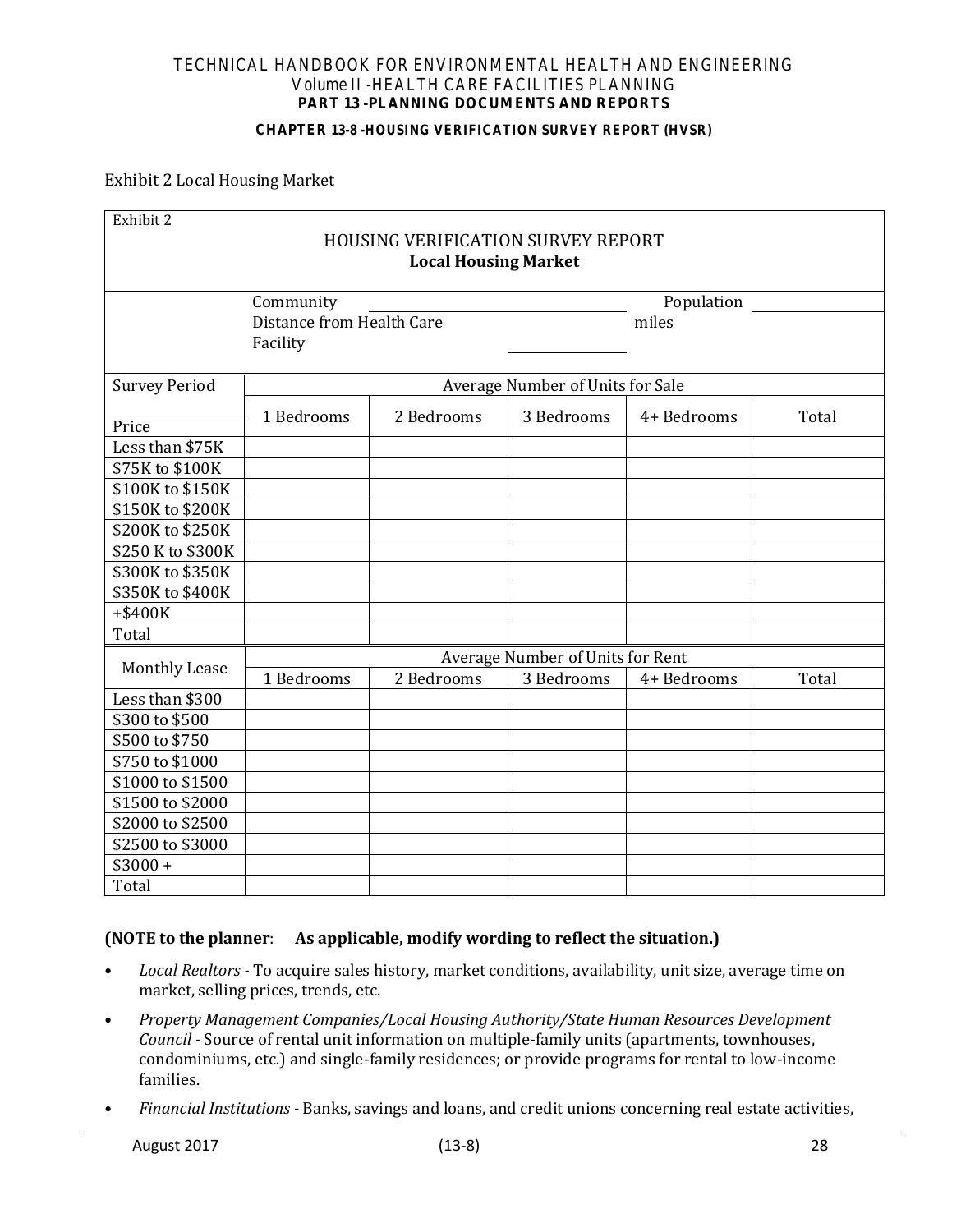Exhibit 2 Local Housing Market

Exhibit 2

HOUSING VERIFICATION SURVEY REPORT
**Local Housing Market**

Community \_\_\_\_\_\_\_\_\_\_\_\_\_\_\_\_\_\_\_\_ Population \_\_\_\_\_\_\_\_\_\_

Distance from Health Care Facility \_\_\_\_\_\_\_\_\_\_ miles

| Survey Period | Average Number of Units for Sale | | | | |
|---|---|---|---|---|---|
| Price | 1 Bedrooms | 2 Bedrooms | 3 Bedrooms | 4+ Bedrooms | Total |
| Less than $75K | | | | | |
| $75K to $100K | | | | | |
| $100K to $150K | | | | | |
| $150K to $200K | | | | | |
| $200K to $250K | | | | | |
| $250 K to $300K | | | | | |
| $300K to $350K | | | | | |
| $350K to $400K | | | | | |
| +$400K | | | | | |
| Total | | | | | |

| Monthly Lease | Average Number of Units for Rent | | | | |
|---|---|---|---|---|---|
| | 1 Bedrooms | 2 Bedrooms | 3 Bedrooms | 4+ Bedrooms | Total |
| Less than $300 | | | | | |
| $300 to $500 | | | | | |
| $500 to $750 | | | | | |
| $750 to $1000 | | | | | |
| $1000 to $1500 | | | | | |
| $1500 to $2000 | | | | | |
| $2000 to $2500 | | | | | |
| $2500 to $3000 | | | | | |
| $3000 + | | | | | |
| Total | | | | | |

**(NOTE to the planner**: **As applicable, modify wording to reflect the situation.)**

- *Local Realtors* - To acquire sales history, market conditions, availability, unit size, average time on market, selling prices, trends, etc.
- *Property Management Companies/Local Housing Authority/State Human Resources Development Council* - Source of rental unit information on multiple-family units (apartments, townhouses, condominiums, etc.) and single-family residences; or provide programs for rental to low-income families.
- *Financial Institutions* - Banks, savings and loans, and credit unions concerning real estate activities,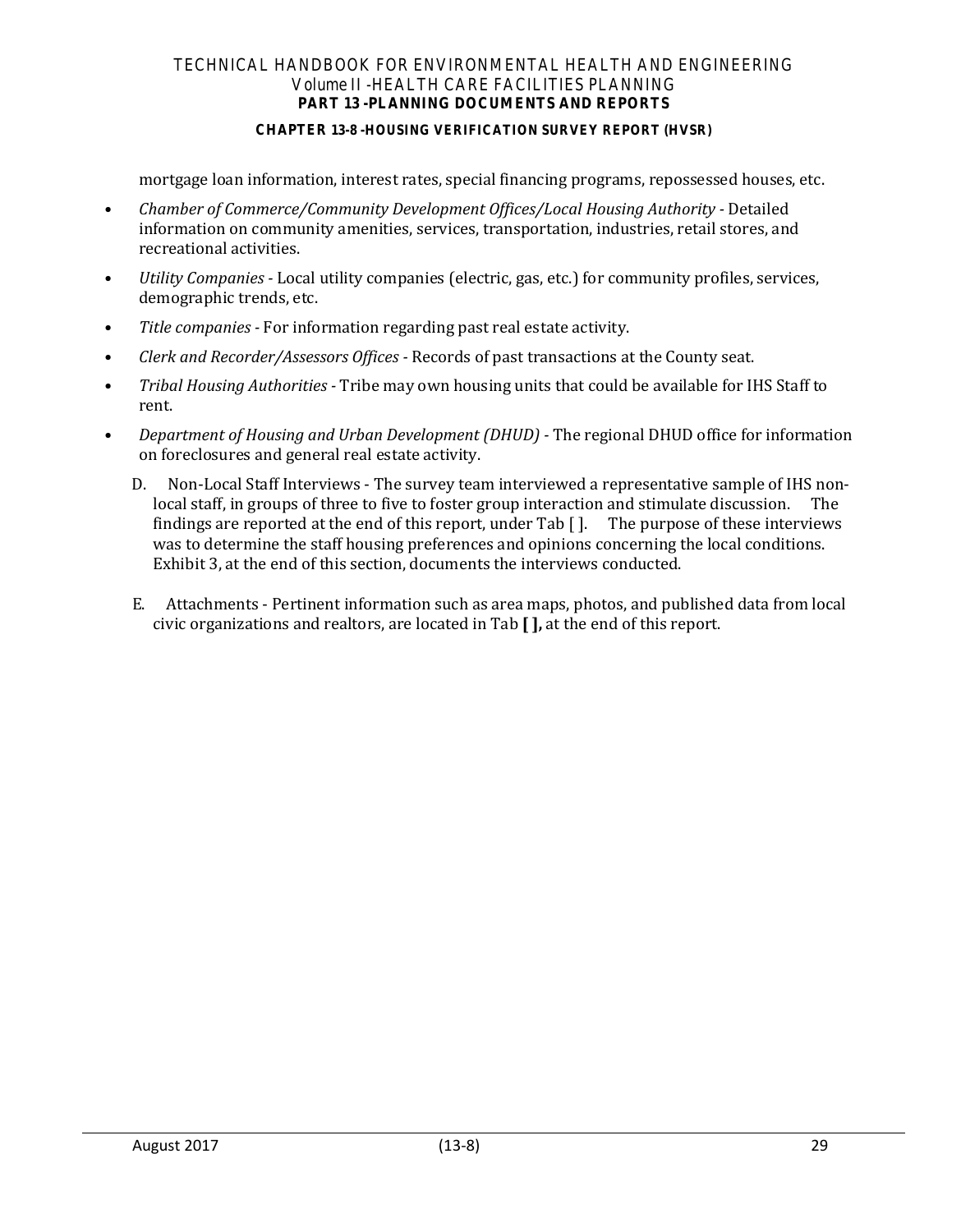mortgage loan information, interest rates, special financing programs, repossessed houses, etc.

- *Chamber of Commerce/Community Development Offices/Local Housing Authority* - Detailed information on community amenities, services, transportation, industries, retail stores, and recreational activities.
- *Utility Companies* - Local utility companies (electric, gas, etc.) for community profiles, services, demographic trends, etc.
- *Title companies* - For information regarding past real estate activity.
- *Clerk and Recorder/Assessors Offices* - Records of past transactions at the County seat.
- *Tribal Housing Authorities* - Tribe may own housing units that could be available for IHS Staff to rent.
- *Department of Housing and Urban Development (DHUD)* - The regional DHUD office for information on foreclosures and general real estate activity.

D. Non-Local Staff Interviews - The survey team interviewed a representative sample of IHS non-local staff, in groups of three to five to foster group interaction and stimulate discussion. The findings are reported at the end of this report, under Tab [ ]. The purpose of these interviews was to determine the staff housing preferences and opinions concerning the local conditions. Exhibit 3, at the end of this section, documents the interviews conducted.

E. Attachments - Pertinent information such as area maps, photos, and published data from local civic organizations and realtors, are located in Tab **[ ],** at the end of this report.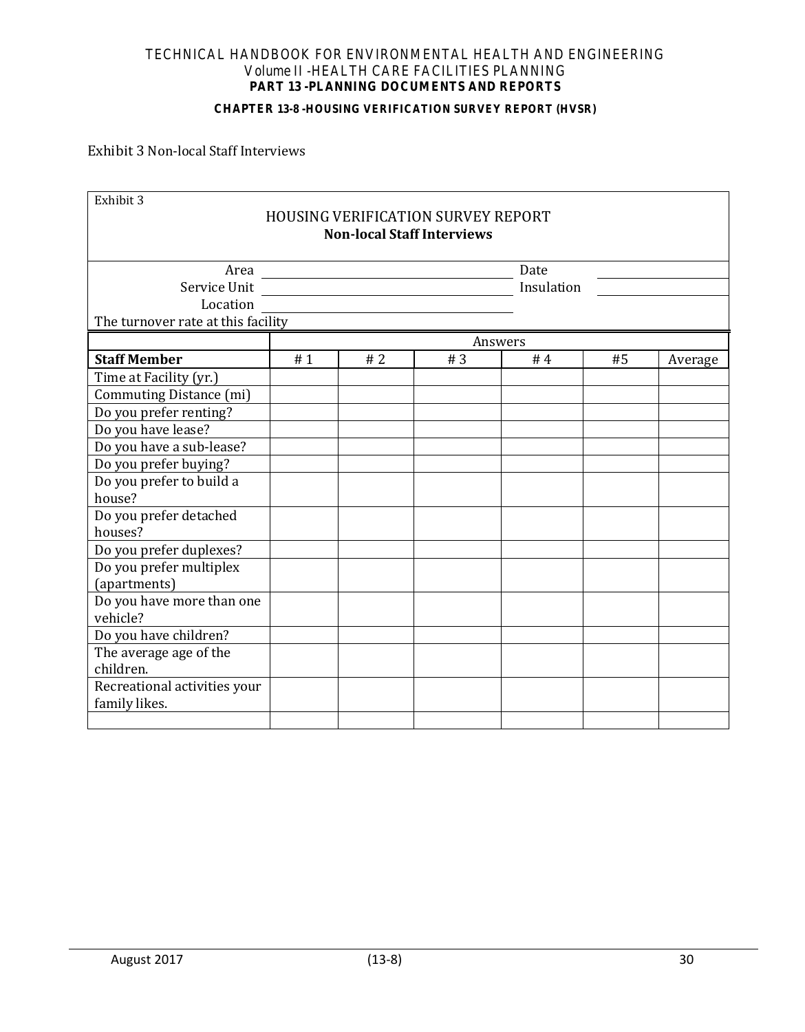Exhibit 3 Non-local Staff Interviews

Exhibit 3

HOUSING VERIFICATION SURVEY REPORT

**Non-local Staff Interviews**

Area ____________________ Date ____________

Service Unit ____________________ Insulation ____________

Location ____________________

The turnover rate at this facility

| | Answers | | | | | |
|---|---|---|---|---|---|---|
| **Staff Member** | # 1 | # 2 | # 3 | # 4 | #5 | Average |
| Time at Facility (yr.) | | | | | | |
| Commuting Distance (mi) | | | | | | |
| Do you prefer renting? | | | | | | |
| Do you have lease? | | | | | | |
| Do you have a sub-lease? | | | | | | |
| Do you prefer buying? | | | | | | |
| Do you prefer to build a house? | | | | | | |
| Do you prefer detached houses? | | | | | | |
| Do you prefer duplexes? | | | | | | |
| Do you prefer multiplex (apartments) | | | | | | |
| Do you have more than one vehicle? | | | | | | |
| Do you have children? | | | | | | |
| The average age of the children. | | | | | | |
| Recreational activities your family likes. | | | | | | |
| | | | | | | |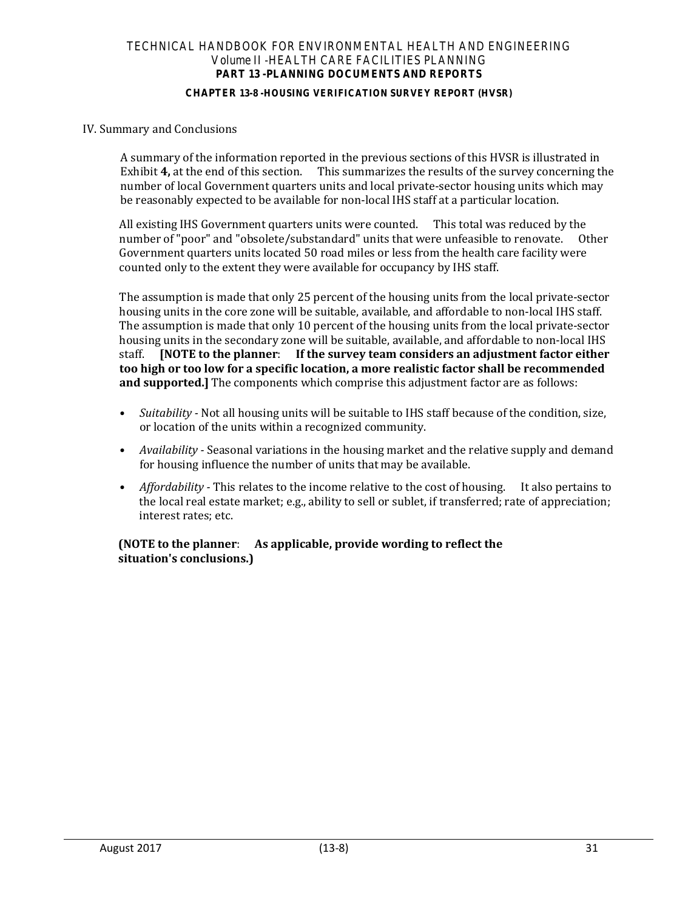## IV. Summary and Conclusions

A summary of the information reported in the previous sections of this HVSR is illustrated in Exhibit **4,** at the end of this section. This summarizes the results of the survey concerning the number of local Government quarters units and local private-sector housing units which may be reasonably expected to be available for non-local IHS staff at a particular location.

All existing IHS Government quarters units were counted. This total was reduced by the number of "poor" and "obsolete/substandard" units that were unfeasible to renovate. Other Government quarters units located 50 road miles or less from the health care facility were counted only to the extent they were available for occupancy by IHS staff.

The assumption is made that only 25 percent of the housing units from the local private-sector housing units in the core zone will be suitable, available, and affordable to non-local IHS staff. The assumption is made that only 10 percent of the housing units from the local private-sector housing units in the secondary zone will be suitable, available, and affordable to non-local IHS staff. **[NOTE to the planner: If the survey team considers an adjustment factor either too high or too low for a specific location, a more realistic factor shall be recommended and supported.]** The components which comprise this adjustment factor are as follows:

- *Suitability* - Not all housing units will be suitable to IHS staff because of the condition, size, or location of the units within a recognized community.
- *Availability* - Seasonal variations in the housing market and the relative supply and demand for housing influence the number of units that may be available.
- *Affordability* - This relates to the income relative to the cost of housing. It also pertains to the local real estate market; e.g., ability to sell or sublet, if transferred; rate of appreciation; interest rates; etc.

**(NOTE to the planner: As applicable, provide wording to reflect the situation's conclusions.)**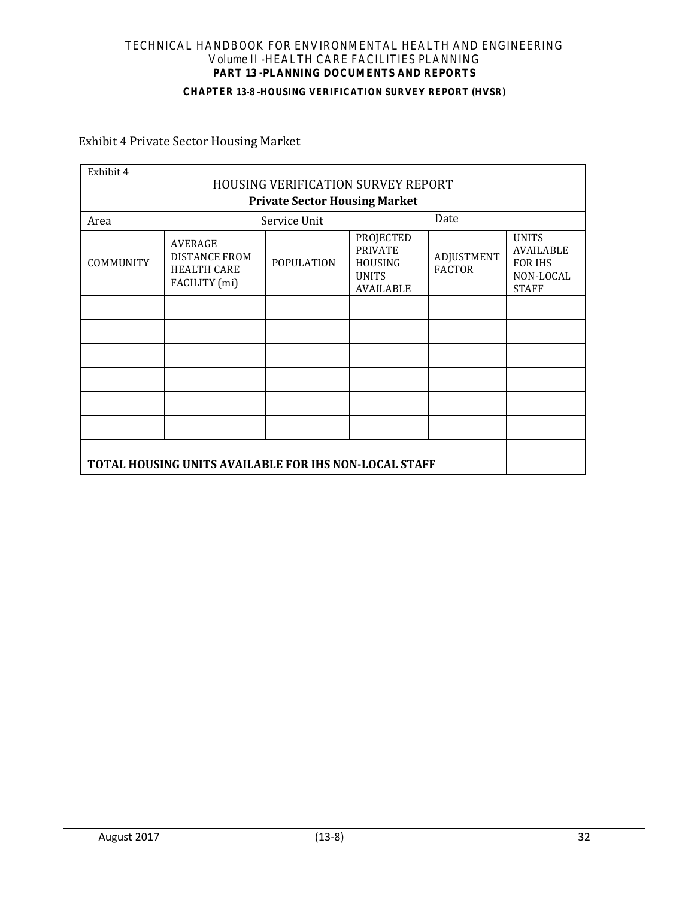Exhibit 4 Private Sector Housing Market

Exhibit 4

HOUSING VERIFICATION SURVEY REPORT

**Private Sector Housing Market**

Area Service Unit Date

| COMMUNITY | AVERAGE DISTANCE FROM HEALTH CARE FACILITY (mi) | POPULATION | PROJECTED PRIVATE HOUSING UNITS AVAILABLE | ADJUSTMENT FACTOR | UNITS AVAILABLE FOR IHS NON-LOCAL STAFF |
|---|---|---|---|---|---|
| | | | | | |
| | | | | | |
| | | | | | |
| | | | | | |
| | | | | | |
| | | | | | |
| **TOTAL HOUSING UNITS AVAILABLE FOR IHS NON-LOCAL STAFF** | | | | | |